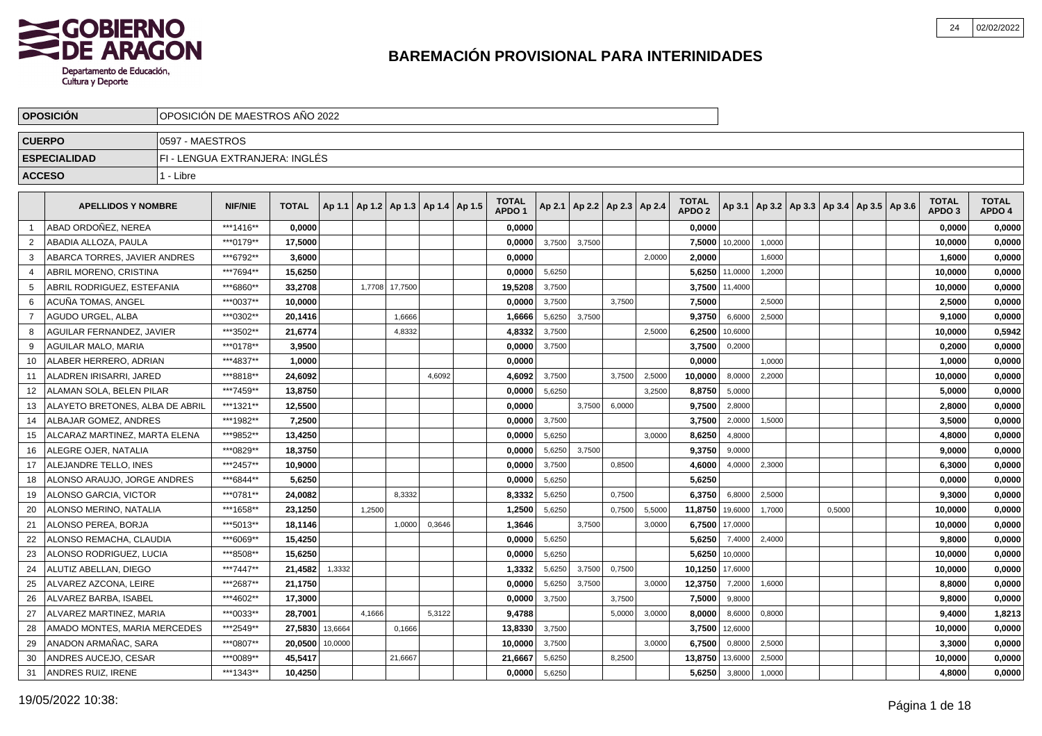# BAREMACIÓN PROVISIONAL PARA INTERINIDADES

| | |
|---|---|
| **OPOSICIÓN** | OPOSICIÓN DE MAESTROS AÑO 2022 |
| **CUERPO** | 0597 - MAESTROS |
| **ESPECIALIDAD** | FI - LENGUA EXTRANJERA: INGLÉS |
| **ACCESO** | 1 - Libre |

| | APELLIDOS Y NOMBRE | NIF/NIE | TOTAL | Ap 1.1 | Ap 1.2 | Ap 1.3 | Ap 1.4 | Ap 1.5 | TOTAL APDO 1 | Ap 2.1 | Ap 2.2 | Ap 2.3 | Ap 2.4 | TOTAL APDO 2 | Ap 3.1 | Ap 3.2 | Ap 3.3 | Ap 3.4 | Ap 3.5 | Ap 3.6 | TOTAL APDO 3 | TOTAL APDO 4 |
|---|---|---|---|---|---|---|---|---|---|---|---|---|---|---|---|---|---|---|---|---|---|---|
| 1 | ABAD ORDOÑEZ, NEREA | ***1416** | 0,0000 | | | | | | 0,0000 | | | | | 0,0000 | | | | | | | 0,0000 | 0,0000 |
| 2 | ABADIA ALLOZA, PAULA | ***0179** | 17,5000 | | | | | | 0,0000 | 3,7500 | 3,7500 | | | 7,5000 | 10,2000 | 1,0000 | | | | | 10,0000 | 0,0000 |
| 3 | ABARCA TORRES, JAVIER ANDRES | ***6792** | 3,6000 | | | | | | 0,0000 | | | | 2,0000 | 2,0000 | | 1,6000 | | | | | 1,6000 | 0,0000 |
| 4 | ABRIL MORENO, CRISTINA | ***7694** | 15,6250 | | | | | | 0,0000 | 5,6250 | | | | 5,6250 | 11,0000 | 1,2000 | | | | | 10,0000 | 0,0000 |
| 5 | ABRIL RODRIGUEZ, ESTEFANIA | ***6860** | 33,2708 | | 1,7708 | 17,7500 | | | 19,5208 | 3,7500 | | | | 3,7500 | 11,4000 | | | | | | 10,0000 | 0,0000 |
| 6 | ACUÑA TOMAS, ANGEL | ***0037** | 10,0000 | | | | | | 0,0000 | 3,7500 | | 3,7500 | | 7,5000 | | 2,5000 | | | | | 2,5000 | 0,0000 |
| 7 | AGUDO URGEL, ALBA | ***0302** | 20,1416 | | | 1,6666 | | | 1,6666 | 5,6250 | 3,7500 | | | 9,3750 | 6,6000 | 2,5000 | | | | | 9,1000 | 0,0000 |
| 8 | AGUILAR FERNANDEZ, JAVIER | ***3502** | 21,6774 | | | 4,8332 | | | 4,8332 | 3,7500 | | | 2,5000 | 6,2500 | 10,6000 | | | | | | 10,0000 | 0,5942 |
| 9 | AGUILAR MALO, MARIA | ***0178** | 3,9500 | | | | | | 0,0000 | 3,7500 | | | | 3,7500 | 0,2000 | | | | | | 0,2000 | 0,0000 |
| 10 | ALABER HERRERO, ADRIAN | ***4837** | 1,0000 | | | | | | 0,0000 | | | | | 0,0000 | | 1,0000 | | | | | 1,0000 | 0,0000 |
| 11 | ALADREN IRISARRI, JARED | ***8818** | 24,6092 | | | | 4,6092 | | 4,6092 | 3,7500 | | 3,7500 | 2,5000 | 10,0000 | 8,0000 | 2,2000 | | | | | 10,0000 | 0,0000 |
| 12 | ALAMAN SOLA, BELEN PILAR | ***7459** | 13,8750 | | | | | | 0,0000 | 5,6250 | | | 3,2500 | 8,8750 | 5,0000 | | | | | | 5,0000 | 0,0000 |
| 13 | ALAYETO BRETONES, ALBA DE ABRIL | ***1321** | 12,5500 | | | | | | 0,0000 | | 3,7500 | 6,0000 | | 9,7500 | 2,8000 | | | | | | 2,8000 | 0,0000 |
| 14 | ALBAJAR GOMEZ, ANDRES | ***1982** | 7,2500 | | | | | | 0,0000 | 3,7500 | | | | 3,7500 | 2,0000 | 1,5000 | | | | | 3,5000 | 0,0000 |
| 15 | ALCARAZ MARTINEZ, MARTA ELENA | ***9852** | 13,4250 | | | | | | 0,0000 | 5,6250 | | | 3,0000 | 8,6250 | 4,8000 | | | | | | 4,8000 | 0,0000 |
| 16 | ALEGRE OJER, NATALIA | ***0829** | 18,3750 | | | | | | 0,0000 | 5,6250 | 3,7500 | | | 9,3750 | 9,0000 | | | | | | 9,0000 | 0,0000 |
| 17 | ALEJANDRE TELLO, INES | ***2457** | 10,9000 | | | | | | 0,0000 | 3,7500 | | 0,8500 | | 4,6000 | 4,0000 | 2,3000 | | | | | 6,3000 | 0,0000 |
| 18 | ALONSO ARAUJO, JORGE ANDRES | ***6844** | 5,6250 | | | | | | 0,0000 | 5,6250 | | | | 5,6250 | | | | | | | 0,0000 | 0,0000 |
| 19 | ALONSO GARCIA, VICTOR | ***0781** | 24,0082 | | | 8,3332 | | | 8,3332 | 5,6250 | | 0,7500 | | 6,3750 | 6,8000 | 2,5000 | | | | | 9,3000 | 0,0000 |
| 20 | ALONSO MERINO, NATALIA | ***1658** | 23,1250 | | 1,2500 | | | | 1,2500 | 5,6250 | | 0,7500 | 5,5000 | 11,8750 | 19,6000 | 1,7000 | | 0,5000 | | | 10,0000 | 0,0000 |
| 21 | ALONSO PEREA, BORJA | ***5013** | 18,1146 | | | 1,0000 | 0,3646 | | 1,3646 | | 3,7500 | | 3,0000 | 6,7500 | 17,0000 | | | | | | 10,0000 | 0,0000 |
| 22 | ALONSO REMACHA, CLAUDIA | ***6069** | 15,4250 | | | | | | 0,0000 | 5,6250 | | | | 5,6250 | 7,4000 | 2,4000 | | | | | 9,8000 | 0,0000 |
| 23 | ALONSO RODRIGUEZ, LUCIA | ***8508** | 15,6250 | | | | | | 0,0000 | 5,6250 | | | | 5,6250 | 10,0000 | | | | | | 10,0000 | 0,0000 |
| 24 | ALUTIZ ABELLAN, DIEGO | ***7447** | 21,4582 | 1,3332 | | | | | 1,3332 | 5,6250 | 3,7500 | 0,7500 | | 10,1250 | 17,6000 | | | | | | 10,0000 | 0,0000 |
| 25 | ALVAREZ AZCONA, LEIRE | ***2687** | 21,1750 | | | | | | 0,0000 | 5,6250 | 3,7500 | | 3,0000 | 12,3750 | 7,2000 | 1,6000 | | | | | 8,8000 | 0,0000 |
| 26 | ALVAREZ BARBA, ISABEL | ***4602** | 17,3000 | | | | | | 0,0000 | 3,7500 | | 3,7500 | | 7,5000 | 9,8000 | | | | | | 9,8000 | 0,0000 |
| 27 | ALVAREZ MARTINEZ, MARIA | ***0033** | 28,7001 | | 4,1666 | | 5,3122 | | 9,4788 | | | 5,0000 | 3,0000 | 8,0000 | 8,6000 | 0,8000 | | | | | 9,4000 | 1,8213 |
| 28 | AMADO MONTES, MARIA MERCEDES | ***2549** | 27,5830 | 13,6664 | | 0,1666 | | | 13,8330 | 3,7500 | | | | 3,7500 | 12,6000 | | | | | | 10,0000 | 0,0000 |
| 29 | ANADON ARMAÑAC, SARA | ***0807** | 20,0500 | 10,0000 | | | | | 10,0000 | 3,7500 | | | 3,0000 | 6,7500 | 0,8000 | 2,5000 | | | | | 3,3000 | 0,0000 |
| 30 | ANDRES AUCEJO, CESAR | ***0089** | 45,5417 | | | 21,6667 | | | 21,6667 | 5,6250 | | 8,2500 | | 13,8750 | 13,6000 | 2,5000 | | | | | 10,0000 | 0,0000 |
| 31 | ANDRES RUIZ, IRENE | ***1343** | 10,4250 | | | | | | 0,0000 | 5,6250 | | | | 5,6250 | 3,8000 | 1,0000 | | | | | 4,8000 | 0,0000 |

19/05/2022 10:38: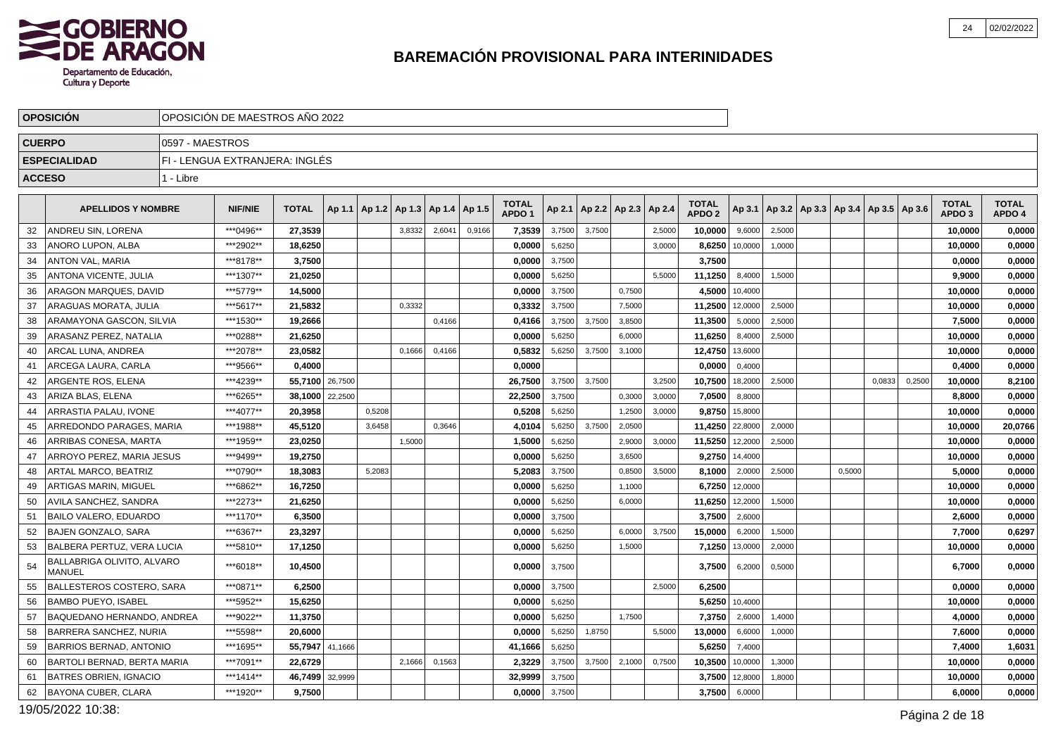# BAREMACIÓN PROVISIONAL PARA INTERINIDADES

| | |
|---|---|
| **OPOSICIÓN** | OPOSICIÓN DE MAESTROS AÑO 2022 |
| **CUERPO** | 0597 - MAESTROS |
| **ESPECIALIDAD** | FI - LENGUA EXTRANJERA: INGLÉS |
| **ACCESO** | 1 - Libre |

| | APELLIDOS Y NOMBRE | NIF/NIE | TOTAL | Ap 1.1 | Ap 1.2 | Ap 1.3 | Ap 1.4 | Ap 1.5 | TOTAL APDO 1 | Ap 2.1 | Ap 2.2 | Ap 2.3 | Ap 2.4 | TOTAL APDO 2 | Ap 3.1 | Ap 3.2 | Ap 3.3 | Ap 3.4 | Ap 3.5 | Ap 3.6 | TOTAL APDO 3 | TOTAL APDO 4 |
|---|---|---|---|---|---|---|---|---|---|---|---|---|---|---|---|---|---|---|---|---|---|---|
| 32 | ANDREU SIN, LORENA | ***0496** | 27,3539 | | | 3,8332 | 2,6041 | 0,9166 | 7,3539 | 3,7500 | 3,7500 | | 2,5000 | 10,0000 | 9,6000 | 2,5000 | | | | | 10,0000 | 0,0000 |
| 33 | ANORO LUPON, ALBA | ***2902** | 18,6250 | | | | | | 0,0000 | 5,6250 | | | 3,0000 | 8,6250 | 10,0000 | 1,0000 | | | | | 10,0000 | 0,0000 |
| 34 | ANTON VAL, MARIA | ***8178** | 3,7500 | | | | | | 0,0000 | 3,7500 | | | | 3,7500 | | | | | | | 0,0000 | 0,0000 |
| 35 | ANTONA VICENTE, JULIA | ***1307** | 21,0250 | | | | | | 0,0000 | 5,6250 | | | 5,5000 | 11,1250 | 8,4000 | 1,5000 | | | | | 9,9000 | 0,0000 |
| 36 | ARAGON MARQUES, DAVID | ***5779** | 14,5000 | | | | | | 0,0000 | 3,7500 | | 0,7500 | | 4,5000 | 10,4000 | | | | | | 10,0000 | 0,0000 |
| 37 | ARAGUAS MORATA, JULIA | ***5617** | 21,5832 | | | 0,3332 | | | 0,3332 | 3,7500 | | 7,5000 | | 11,2500 | 12,0000 | 2,5000 | | | | | 10,0000 | 0,0000 |
| 38 | ARAMAYONA GASCON, SILVIA | ***1530** | 19,2666 | | | | 0,4166 | | 0,4166 | 3,7500 | 3,7500 | 3,8500 | | 11,3500 | 5,0000 | 2,5000 | | | | | 7,5000 | 0,0000 |
| 39 | ARASANZ PEREZ, NATALIA | ***0288** | 21,6250 | | | | | | 0,0000 | 5,6250 | | 6,0000 | | 11,6250 | 8,4000 | 2,5000 | | | | | 10,0000 | 0,0000 |
| 40 | ARCAL LUNA, ANDREA | ***2078** | 23,0582 | | | 0,1666 | 0,4166 | | 0,5832 | 5,6250 | 3,7500 | 3,1000 | | 12,4750 | 13,6000 | | | | | | 10,0000 | 0,0000 |
| 41 | ARCEGA LAURA, CARLA | ***9566** | 0,4000 | | | | | | 0,0000 | | | | | 0,0000 | 0,4000 | | | | | | 0,4000 | 0,0000 |
| 42 | ARGENTE ROS, ELENA | ***4239** | 55,7100 | 26,7500 | | | | | 26,7500 | 3,7500 | 3,7500 | | 3,2500 | 10,7500 | 18,2000 | 2,5000 | | | 0,0833 | 0,2500 | 10,0000 | 8,2100 |
| 43 | ARIZA BLAS, ELENA | ***6265** | 38,1000 | 22,2500 | | | | | 22,2500 | 3,7500 | | 0,3000 | 3,0000 | 7,0500 | 8,8000 | | | | | | 8,8000 | 0,0000 |
| 44 | ARRASTIA PALAU, IVONE | ***4077** | 20,3958 | | 0,5208 | | | | 0,5208 | 5,6250 | | 1,2500 | 3,0000 | 9,8750 | 15,8000 | | | | | | 10,0000 | 0,0000 |
| 45 | ARREDONDO PARAGES, MARIA | ***1988** | 45,5120 | | 3,6458 | | 0,3646 | | 4,0104 | 5,6250 | 3,7500 | 2,0500 | | 11,4250 | 22,8000 | 2,0000 | | | | | 10,0000 | 20,0766 |
| 46 | ARRIBAS CONESA, MARTA | ***1959** | 23,0250 | | | 1,5000 | | | 1,5000 | 5,6250 | | 2,9000 | 3,0000 | 11,5250 | 12,2000 | 2,5000 | | | | | 10,0000 | 0,0000 |
| 47 | ARROYO PEREZ, MARIA JESUS | ***9499** | 19,2750 | | | | | | 0,0000 | 5,6250 | | 3,6500 | | 9,2750 | 14,4000 | | | | | | 10,0000 | 0,0000 |
| 48 | ARTAL MARCO, BEATRIZ | ***0790** | 18,3083 | | 5,2083 | | | | 5,2083 | 3,7500 | | 0,8500 | 3,5000 | 8,1000 | 2,0000 | 2,5000 | | 0,5000 | | | 5,0000 | 0,0000 |
| 49 | ARTIGAS MARIN, MIGUEL | ***6862** | 16,7250 | | | | | | 0,0000 | 5,6250 | | 1,1000 | | 6,7250 | 12,0000 | | | | | | 10,0000 | 0,0000 |
| 50 | AVILA SANCHEZ, SANDRA | ***2273** | 21,6250 | | | | | | 0,0000 | 5,6250 | | 6,0000 | | 11,6250 | 12,2000 | 1,5000 | | | | | 10,0000 | 0,0000 |
| 51 | BAILO VALERO, EDUARDO | ***1170** | 6,3500 | | | | | | 0,0000 | 3,7500 | | | | 3,7500 | 2,6000 | | | | | | 2,6000 | 0,0000 |
| 52 | BAJEN GONZALO, SARA | ***6367** | 23,3297 | | | | | | 0,0000 | 5,6250 | | 6,0000 | 3,7500 | 15,0000 | 6,2000 | 1,5000 | | | | | 7,7000 | 0,6297 |
| 53 | BALBERA PERTUZ, VERA LUCIA | ***5810** | 17,1250 | | | | | | 0,0000 | 5,6250 | | 1,5000 | | 7,1250 | 13,0000 | 2,0000 | | | | | 10,0000 | 0,0000 |
| 54 | BALLABRIGA OLIVITO, ALVARO MANUEL | ***6018** | 10,4500 | | | | | | 0,0000 | 3,7500 | | | | 3,7500 | 6,2000 | 0,5000 | | | | | 6,7000 | 0,0000 |
| 55 | BALLESTEROS COSTERO, SARA | ***0871** | 6,2500 | | | | | | 0,0000 | 3,7500 | | | 2,5000 | 6,2500 | | | | | | | 0,0000 | 0,0000 |
| 56 | BAMBO PUEYO, ISABEL | ***5952** | 15,6250 | | | | | | 0,0000 | 5,6250 | | | | 5,6250 | 10,4000 | | | | | | 10,0000 | 0,0000 |
| 57 | BAQUEDANO HERNANDO, ANDREA | ***9022** | 11,3750 | | | | | | 0,0000 | 5,6250 | | 1,7500 | | 7,3750 | 2,6000 | 1,4000 | | | | | 4,0000 | 0,0000 |
| 58 | BARRERA SANCHEZ, NURIA | ***5598** | 20,6000 | | | | | | 0,0000 | 5,6250 | 1,8750 | | 5,5000 | 13,0000 | 6,6000 | 1,0000 | | | | | 7,6000 | 0,0000 |
| 59 | BARRIOS BERNAD, ANTONIO | ***1695** | 55,7947 | 41,1666 | | | | | 41,1666 | 5,6250 | | | | 5,6250 | 7,4000 | | | | | | 7,4000 | 1,6031 |
| 60 | BARTOLI BERNAD, BERTA MARIA | ***7091** | 22,6729 | | | 2,1666 | 0,1563 | | 2,3229 | 3,7500 | 3,7500 | 2,1000 | 0,7500 | 10,3500 | 10,0000 | 1,3000 | | | | | 10,0000 | 0,0000 |
| 61 | BATRES OBRIEN, IGNACIO | ***1414** | 46,7499 | 32,9999 | | | | | 32,9999 | 3,7500 | | | | 3,7500 | 12,8000 | 1,8000 | | | | | 10,0000 | 0,0000 |
| 62 | BAYONA CUBER, CLARA | ***1920** | 9,7500 | | | | | | 0,0000 | 3,7500 | | | | 3,7500 | 6,0000 | | | | | | 6,0000 | 0,0000 |

19/05/2022 10:38: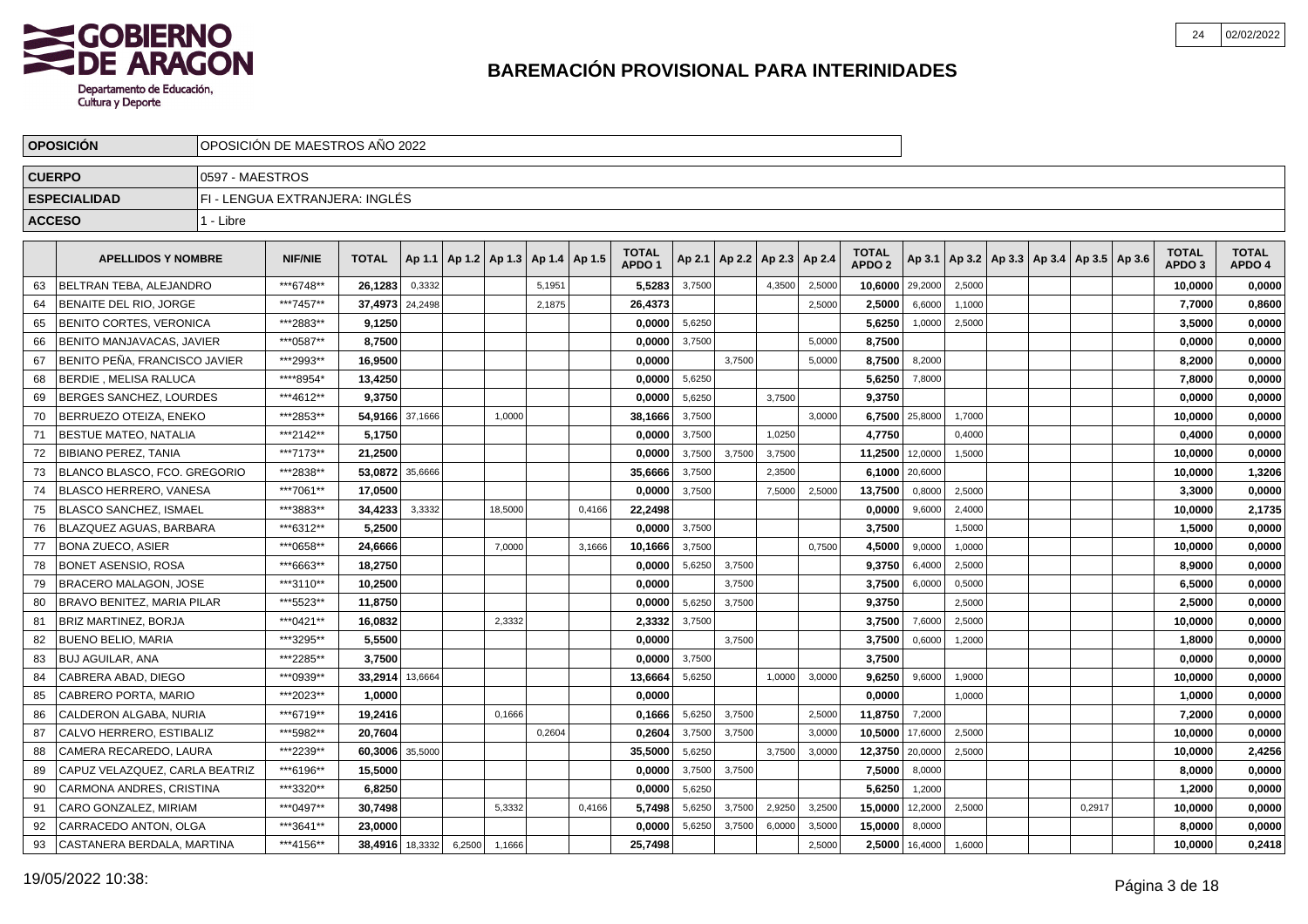# BAREMACIÓN PROVISIONAL PARA INTERINIDADES

| OPOSICIÓN | OPOSICIÓN DE MAESTROS AÑO 2022 |
|---|---|
| CUERPO | 0597 - MAESTROS |
| ESPECIALIDAD | FI - LENGUA EXTRANJERA: INGLÉS |
| ACCESO | 1 - Libre |

| | APELLIDOS Y NOMBRE | NIF/NIE | TOTAL | Ap 1.1 | Ap 1.2 | Ap 1.3 | Ap 1.4 | Ap 1.5 | TOTAL APDO 1 | Ap 2.1 | Ap 2.2 | Ap 2.3 | Ap 2.4 | TOTAL APDO 2 | Ap 3.1 | Ap 3.2 | Ap 3.3 | Ap 3.4 | Ap 3.5 | Ap 3.6 | TOTAL APDO 3 | TOTAL APDO 4 |
|---|---|---|---|---|---|---|---|---|---|---|---|---|---|---|---|---|---|---|---|---|---|---|
| 63 | BELTRAN TEBA, ALEJANDRO | ***6748** | 26,1283 | 0,3332 | | | 5,1951 | | 5,5283 | 3,7500 | | 4,3500 | 2,5000 | 10,6000 | 29,2000 | 2,5000 | | | | | 10,0000 | 0,0000 |
| 64 | BENAITE DEL RIO, JORGE | ***7457** | 37,4973 | 24,2498 | | | 2,1875 | | 26,4373 | | | | 2,5000 | 2,5000 | 6,6000 | 1,1000 | | | | | 7,7000 | 0,8600 |
| 65 | BENITO CORTES, VERONICA | ***2883** | 9,1250 | | | | | | 0,0000 | 5,6250 | | | | 5,6250 | 1,0000 | 2,5000 | | | | | 3,5000 | 0,0000 |
| 66 | BENITO MANJAVACAS, JAVIER | ***0587** | 8,7500 | | | | | | 0,0000 | 3,7500 | | | 5,0000 | 8,7500 | | | | | | | 0,0000 | 0,0000 |
| 67 | BENITO PEÑA, FRANCISCO JAVIER | ***2993** | 16,9500 | | | | | | 0,0000 | | 3,7500 | | 5,0000 | 8,7500 | 8,2000 | | | | | | 8,2000 | 0,0000 |
| 68 | BERDIE , MELISA RALUCA | ****8954* | 13,4250 | | | | | | 0,0000 | 5,6250 | | | | 5,6250 | 7,8000 | | | | | | 7,8000 | 0,0000 |
| 69 | BERGES SANCHEZ, LOURDES | ***4612** | 9,3750 | | | | | | 0,0000 | 5,6250 | | 3,7500 | | 9,3750 | | | | | | | 0,0000 | 0,0000 |
| 70 | BERRUEZO OTEIZA, ENEKO | ***2853** | 54,9166 | 37,1666 | | 1,0000 | | | 38,1666 | 3,7500 | | | 3,0000 | 6,7500 | 25,8000 | 1,7000 | | | | | 10,0000 | 0,0000 |
| 71 | BESTUE MATEO, NATALIA | ***2142** | 5,1750 | | | | | | 0,0000 | 3,7500 | | 1,0250 | | 4,7750 | | 0,4000 | | | | | 0,4000 | 0,0000 |
| 72 | BIBIANO PEREZ, TANIA | ***7173** | 21,2500 | | | | | | 0,0000 | 3,7500 | 3,7500 | 3,7500 | | 11,2500 | 12,0000 | 1,5000 | | | | | 10,0000 | 0,0000 |
| 73 | BLANCO BLASCO, FCO. GREGORIO | ***2838** | 53,0872 | 35,6666 | | | | | 35,6666 | 3,7500 | | 2,3500 | | 6,1000 | 20,6000 | | | | | | 10,0000 | 1,3206 |
| 74 | BLASCO HERRERO, VANESA | ***7061** | 17,0500 | | | | | | 0,0000 | 3,7500 | | 7,5000 | 2,5000 | 13,7500 | 0,8000 | 2,5000 | | | | | 3,3000 | 0,0000 |
| 75 | BLASCO SANCHEZ, ISMAEL | ***3883** | 34,4233 | 3,3332 | | 18,5000 | | 0,4166 | 22,2498 | | | | | 0,0000 | 9,6000 | 2,4000 | | | | | 10,0000 | 2,1735 |
| 76 | BLAZQUEZ AGUAS, BARBARA | ***6312** | 5,2500 | | | | | | 0,0000 | 3,7500 | | | | 3,7500 | | 1,5000 | | | | | 1,5000 | 0,0000 |
| 77 | BONA ZUECO, ASIER | ***0658** | 24,6666 | | | 7,0000 | | 3,1666 | 10,1666 | 3,7500 | | | 0,7500 | 4,5000 | 9,0000 | 1,0000 | | | | | 10,0000 | 0,0000 |
| 78 | BONET ASENSIO, ROSA | ***6663** | 18,2750 | | | | | | 0,0000 | 5,6250 | 3,7500 | | | 9,3750 | 6,4000 | 2,5000 | | | | | 8,9000 | 0,0000 |
| 79 | BRACERO MALAGON, JOSE | ***3110** | 10,2500 | | | | | | 0,0000 | | 3,7500 | | | 3,7500 | 6,0000 | 0,5000 | | | | | 6,5000 | 0,0000 |
| 80 | BRAVO BENITEZ, MARIA PILAR | ***5523** | 11,8750 | | | | | | 0,0000 | 5,6250 | 3,7500 | | | 9,3750 | | 2,5000 | | | | | 2,5000 | 0,0000 |
| 81 | BRIZ MARTINEZ, BORJA | ***0421** | 16,0832 | | | 2,3332 | | | 2,3332 | 3,7500 | | | | 3,7500 | 7,6000 | 2,5000 | | | | | 10,0000 | 0,0000 |
| 82 | BUENO BELIO, MARIA | ***3295** | 5,5500 | | | | | | 0,0000 | | 3,7500 | | | 3,7500 | 0,6000 | 1,2000 | | | | | 1,8000 | 0,0000 |
| 83 | BUJ AGUILAR, ANA | ***2285** | 3,7500 | | | | | | 0,0000 | 3,7500 | | | | 3,7500 | | | | | | | 0,0000 | 0,0000 |
| 84 | CABRERA ABAD, DIEGO | ***0939** | 33,2914 | 13,6664 | | | | | 13,6664 | 5,6250 | | 1,0000 | 3,0000 | 9,6250 | 9,6000 | 1,9000 | | | | | 10,0000 | 0,0000 |
| 85 | CABRERO PORTA, MARIO | ***2023** | 1,0000 | | | | | | 0,0000 | | | | | 0,0000 | | 1,0000 | | | | | 1,0000 | 0,0000 |
| 86 | CALDERON ALGABA, NURIA | ***6719** | 19,2416 | | | 0,1666 | | | 0,1666 | 5,6250 | 3,7500 | | 2,5000 | 11,8750 | 7,2000 | | | | | | 7,2000 | 0,0000 |
| 87 | CALVO HERRERO, ESTIBALIZ | ***5982** | 20,7604 | | | | 0,2604 | | 0,2604 | 3,7500 | 3,7500 | | 3,0000 | 10,5000 | 17,6000 | 2,5000 | | | | | 10,0000 | 0,0000 |
| 88 | CAMERA RECAREDO, LAURA | ***2239** | 60,3006 | 35,5000 | | | | | 35,5000 | 5,6250 | | 3,7500 | 3,0000 | 12,3750 | 20,0000 | 2,5000 | | | | | 10,0000 | 2,4256 |
| 89 | CAPUZ VELAZQUEZ, CARLA BEATRIZ | ***6196** | 15,5000 | | | | | | 0,0000 | 3,7500 | 3,7500 | | | 7,5000 | 8,0000 | | | | | | 8,0000 | 0,0000 |
| 90 | CARMONA ANDRES, CRISTINA | ***3320** | 6,8250 | | | | | | 0,0000 | 5,6250 | | | | 5,6250 | 1,2000 | | | | | | 1,2000 | 0,0000 |
| 91 | CARO GONZALEZ, MIRIAM | ***0497** | 30,7498 | | | 5,3332 | | 0,4166 | 5,7498 | 5,6250 | 3,7500 | 2,9250 | 3,2500 | 15,0000 | 12,2000 | 2,5000 | | | 0,2917 | | 10,0000 | 0,0000 |
| 92 | CARRACEDO ANTON, OLGA | ***3641** | 23,0000 | | | | | | 0,0000 | 5,6250 | 3,7500 | 6,0000 | 3,5000 | 15,0000 | 8,0000 | | | | | | 8,0000 | 0,0000 |
| 93 | CASTANERA BERDALA, MARTINA | ***4156** | 38,4916 | 18,3332 | 6,2500 | 1,1666 | | | 25,7498 | | | | 2,5000 | 2,5000 | 16,4000 | 1,6000 | | | | | 10,0000 | 0,2418 |

19/05/2022 10:38: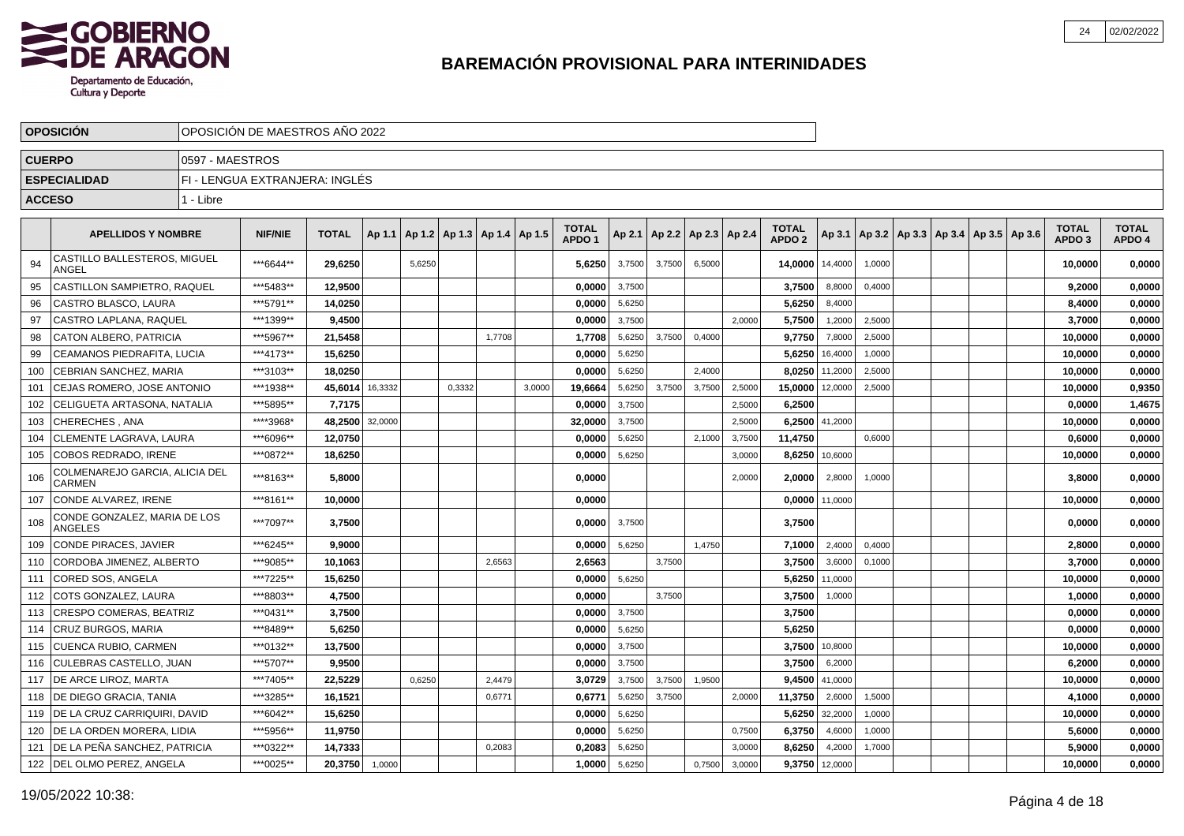# BAREMACIÓN PROVISIONAL PARA INTERINIDADES

| | |
|---|---|
| **OPOSICIÓN** | OPOSICIÓN DE MAESTROS AÑO 2022 |
| **CUERPO** | 0597 - MAESTROS |
| **ESPECIALIDAD** | FI - LENGUA EXTRANJERA: INGLÉS |
| **ACCESO** | 1 - Libre |

| | APELLIDOS Y NOMBRE | NIF/NIE | TOTAL | Ap 1.1 | Ap 1.2 | Ap 1.3 | Ap 1.4 | Ap 1.5 | TOTAL APDO 1 | Ap 2.1 | Ap 2.2 | Ap 2.3 | Ap 2.4 | TOTAL APDO 2 | Ap 3.1 | Ap 3.2 | Ap 3.3 | Ap 3.4 | Ap 3.5 | Ap 3.6 | TOTAL APDO 3 | TOTAL APDO 4 |
|---|---|---|---|---|---|---|---|---|---|---|---|---|---|---|---|---|---|---|---|---|---|---|
| 94 | CASTILLO BALLESTEROS, MIGUEL ANGEL | ***6644** | 29,6250 | | 5,6250 | | | | 5,6250 | 3,7500 | 3,7500 | 6,5000 | | 14,0000 | 14,4000 | 1,0000 | | | | | 10,0000 | 0,0000 |
| 95 | CASTILLON SAMPIETRO, RAQUEL | ***5483** | 12,9500 | | | | | | 0,0000 | 3,7500 | | | | 3,7500 | 8,8000 | 0,4000 | | | | | 9,2000 | 0,0000 |
| 96 | CASTRO BLASCO, LAURA | ***5791** | 14,0250 | | | | | | 0,0000 | 5,6250 | | | | 5,6250 | 8,4000 | | | | | | 8,4000 | 0,0000 |
| 97 | CASTRO LAPLANA, RAQUEL | ***1399** | 9,4500 | | | | | | 0,0000 | 3,7500 | | | 2,0000 | 5,7500 | 1,2000 | 2,5000 | | | | | 3,7000 | 0,0000 |
| 98 | CATON ALBERO, PATRICIA | ***5967** | 21,5458 | | | | 1,7708 | | 1,7708 | 5,6250 | 3,7500 | 0,4000 | | 9,7750 | 7,8000 | 2,5000 | | | | | 10,0000 | 0,0000 |
| 99 | CEAMANOS PIEDRAFITA, LUCIA | ***4173** | 15,6250 | | | | | | 0,0000 | 5,6250 | | | | 5,6250 | 16,4000 | 1,0000 | | | | | 10,0000 | 0,0000 |
| 100 | CEBRIAN SANCHEZ, MARIA | ***3103** | 18,0250 | | | | | | 0,0000 | 5,6250 | | 2,4000 | | 8,0250 | 11,2000 | 2,5000 | | | | | 10,0000 | 0,0000 |
| 101 | CEJAS ROMERO, JOSE ANTONIO | ***1938** | 45,6014 | 16,3332 | | 0,3332 | | 3,0000 | 19,6664 | 5,6250 | 3,7500 | 3,7500 | 2,5000 | 15,0000 | 12,0000 | 2,5000 | | | | | 10,0000 | 0,9350 |
| 102 | CELIGUETA ARTASONA, NATALIA | ***5895** | 7,7175 | | | | | | 0,0000 | 3,7500 | | | 2,5000 | 6,2500 | | | | | | | 0,0000 | 1,4675 |
| 103 | CHERECHES , ANA | ****3968* | 48,2500 | 32,0000 | | | | | 32,0000 | 3,7500 | | | 2,5000 | 6,2500 | 41,2000 | | | | | | 10,0000 | 0,0000 |
| 104 | CLEMENTE LAGRAVA, LAURA | ***6096** | 12,0750 | | | | | | 0,0000 | 5,6250 | | 2,1000 | 3,7500 | 11,4750 | | 0,6000 | | | | | 0,6000 | 0,0000 |
| 105 | COBOS REDRADO, IRENE | ***0872** | 18,6250 | | | | | | 0,0000 | 5,6250 | | | 3,0000 | 8,6250 | 10,6000 | | | | | | 10,0000 | 0,0000 |
| 106 | COLMENAREJO GARCIA, ALICIA DEL CARMEN | ***8163** | 5,8000 | | | | | | 0,0000 | | | | 2,0000 | 2,0000 | 2,8000 | 1,0000 | | | | | 3,8000 | 0,0000 |
| 107 | CONDE ALVAREZ, IRENE | ***8161** | 10,0000 | | | | | | 0,0000 | | | | | 0,0000 | 11,0000 | | | | | | 10,0000 | 0,0000 |
| 108 | CONDE GONZALEZ, MARIA DE LOS ANGELES | ***7097** | 3,7500 | | | | | | 0,0000 | 3,7500 | | | | 3,7500 | | | | | | | 0,0000 | 0,0000 |
| 109 | CONDE PIRACES, JAVIER | ***6245** | 9,9000 | | | | | | 0,0000 | 5,6250 | | 1,4750 | | 7,1000 | 2,4000 | 0,4000 | | | | | 2,8000 | 0,0000 |
| 110 | CORDOBA JIMENEZ, ALBERTO | ***9085** | 10,1063 | | | | 2,6563 | | 2,6563 | | 3,7500 | | | 3,7500 | 3,6000 | 0,1000 | | | | | 3,7000 | 0,0000 |
| 111 | CORED SOS, ANGELA | ***7225** | 15,6250 | | | | | | 0,0000 | 5,6250 | | | | 5,6250 | 11,0000 | | | | | | 10,0000 | 0,0000 |
| 112 | COTS GONZALEZ, LAURA | ***8803** | 4,7500 | | | | | | 0,0000 | | 3,7500 | | | 3,7500 | 1,0000 | | | | | | 1,0000 | 0,0000 |
| 113 | CRESPO COMERAS, BEATRIZ | ***0431** | 3,7500 | | | | | | 0,0000 | 3,7500 | | | | 3,7500 | | | | | | | 0,0000 | 0,0000 |
| 114 | CRUZ BURGOS, MARIA | ***8489** | 5,6250 | | | | | | 0,0000 | 5,6250 | | | | 5,6250 | | | | | | | 0,0000 | 0,0000 |
| 115 | CUENCA RUBIO, CARMEN | ***0132** | 13,7500 | | | | | | 0,0000 | 3,7500 | | | | 3,7500 | 10,8000 | | | | | | 10,0000 | 0,0000 |
| 116 | CULEBRAS CASTELLO, JUAN | ***5707** | 9,9500 | | | | | | 0,0000 | 3,7500 | | | | 3,7500 | 6,2000 | | | | | | 6,2000 | 0,0000 |
| 117 | DE ARCE LIROZ, MARTA | ***7405** | 22,5229 | | 0,6250 | | 2,4479 | | 3,0729 | 3,7500 | 3,7500 | 1,9500 | | 9,4500 | 41,0000 | | | | | | 10,0000 | 0,0000 |
| 118 | DE DIEGO GRACIA, TANIA | ***3285** | 16,1521 | | | | 0,6771 | | 0,6771 | 5,6250 | 3,7500 | | 2,0000 | 11,3750 | 2,6000 | 1,5000 | | | | | 4,1000 | 0,0000 |
| 119 | DE LA CRUZ CARRIQUIRI, DAVID | ***6042** | 15,6250 | | | | | | 0,0000 | 5,6250 | | | | 5,6250 | 32,2000 | 1,0000 | | | | | 10,0000 | 0,0000 |
| 120 | DE LA ORDEN MORERA, LIDIA | ***5956** | 11,9750 | | | | | | 0,0000 | 5,6250 | | | 0,7500 | 6,3750 | 4,6000 | 1,0000 | | | | | 5,6000 | 0,0000 |
| 121 | DE LA PEÑA SANCHEZ, PATRICIA | ***0322** | 14,7333 | | | | 0,2083 | | 0,2083 | 5,6250 | | | 3,0000 | 8,6250 | 4,2000 | 1,7000 | | | | | 5,9000 | 0,0000 |
| 122 | DEL OLMO PEREZ, ANGELA | ***0025** | 20,3750 | 1,0000 | | | | | 1,0000 | 5,6250 | | 0,7500 | 3,0000 | 9,3750 | 12,0000 | | | | | | 10,0000 | 0,0000 |

19/05/2022 10:38: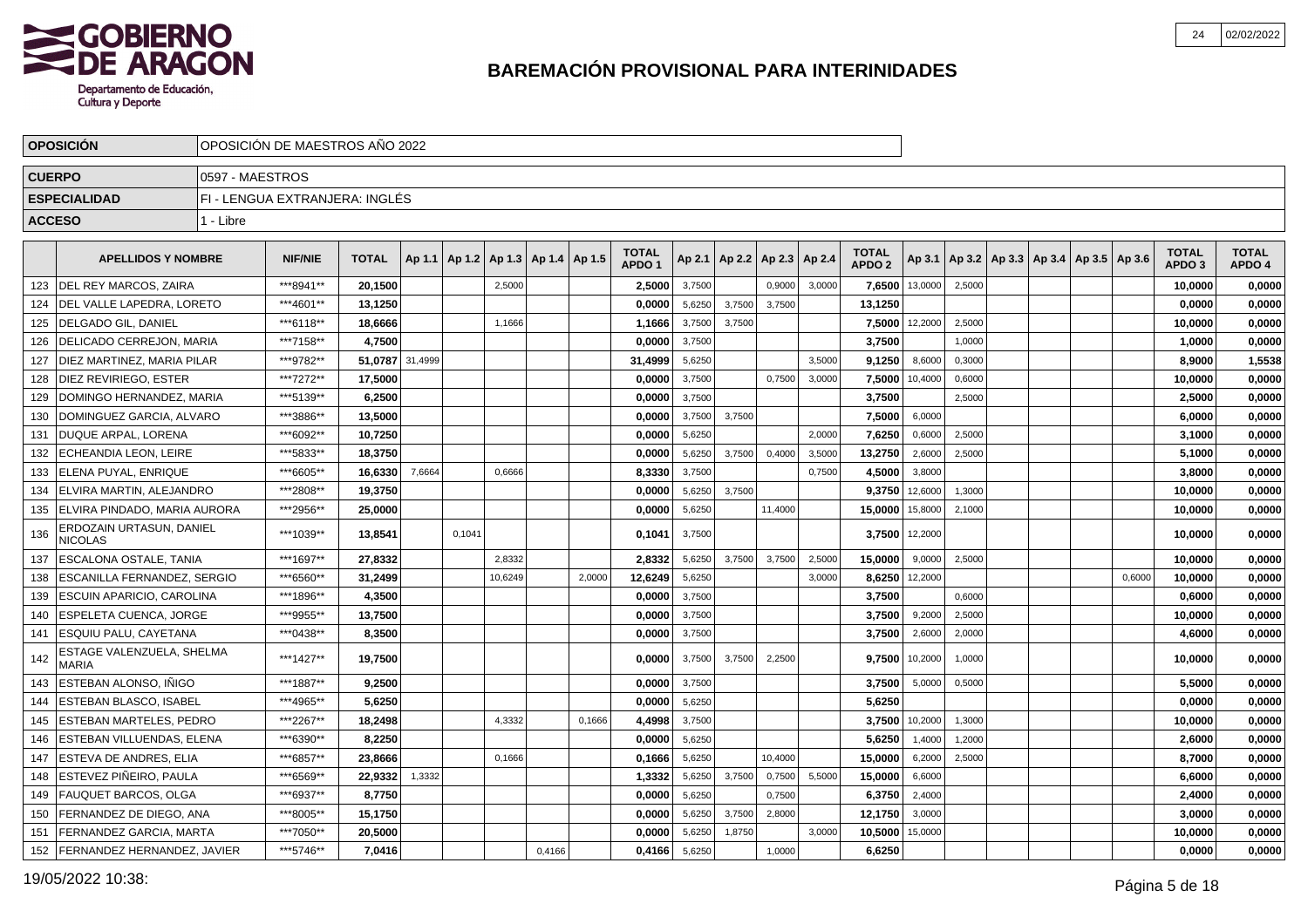# BAREMACIÓN PROVISIONAL PARA INTERINIDADES

| | |
|---|---|
| **OPOSICIÓN** | OPOSICIÓN DE MAESTROS AÑO 2022 |
| **CUERPO** | 0597 - MAESTROS |
| **ESPECIALIDAD** | FI - LENGUA EXTRANJERA: INGLÉS |
| **ACCESO** | 1 - Libre |

| | APELLIDOS Y NOMBRE | NIF/NIE | TOTAL | Ap 1.1 | Ap 1.2 | Ap 1.3 | Ap 1.4 | Ap 1.5 | TOTAL APDO 1 | Ap 2.1 | Ap 2.2 | Ap 2.3 | Ap 2.4 | TOTAL APDO 2 | Ap 3.1 | Ap 3.2 | Ap 3.3 | Ap 3.4 | Ap 3.5 | Ap 3.6 | TOTAL APDO 3 | TOTAL APDO 4 |
|---|---|---|---|---|---|---|---|---|---|---|---|---|---|---|---|---|---|---|---|---|---|---|
| 123 | DEL REY MARCOS, ZAIRA | ***8941** | 20,1500 | | | 2,5000 | | | 2,5000 | 3,7500 | | 0,9000 | 3,0000 | 7,6500 | 13,0000 | 2,5000 | | | | | 10,0000 | 0,0000 |
| 124 | DEL VALLE LAPEDRA, LORETO | ***4601** | 13,1250 | | | | | | 0,0000 | 5,6250 | 3,7500 | 3,7500 | | 13,1250 | | | | | | | 0,0000 | 0,0000 |
| 125 | DELGADO GIL, DANIEL | ***6118** | 18,6666 | | | 1,1666 | | | 1,1666 | 3,7500 | 3,7500 | | | 7,5000 | 12,2000 | 2,5000 | | | | | 10,0000 | 0,0000 |
| 126 | DELICADO CERREJON, MARIA | ***7158** | 4,7500 | | | | | | 0,0000 | 3,7500 | | | | 3,7500 | | 1,0000 | | | | | 1,0000 | 0,0000 |
| 127 | DIEZ MARTINEZ, MARIA PILAR | ***9782** | 51,0787 | 31,4999 | | | | | 31,4999 | 5,6250 | | | 3,5000 | 9,1250 | 8,6000 | 0,3000 | | | | | 8,9000 | 1,5538 |
| 128 | DIEZ REVIRIEGO, ESTER | ***7272** | 17,5000 | | | | | | 0,0000 | 3,7500 | | 0,7500 | 3,0000 | 7,5000 | 10,4000 | 0,6000 | | | | | 10,0000 | 0,0000 |
| 129 | DOMINGO HERNANDEZ, MARIA | ***5139** | 6,2500 | | | | | | 0,0000 | 3,7500 | | | | 3,7500 | | 2,5000 | | | | | 2,5000 | 0,0000 |
| 130 | DOMINGUEZ GARCIA, ALVARO | ***3886** | 13,5000 | | | | | | 0,0000 | 3,7500 | 3,7500 | | | 7,5000 | 6,0000 | | | | | | 6,0000 | 0,0000 |
| 131 | DUQUE ARPAL, LORENA | ***6092** | 10,7250 | | | | | | 0,0000 | 5,6250 | | | 2,0000 | 7,6250 | 0,6000 | 2,5000 | | | | | 3,1000 | 0,0000 |
| 132 | ECHEANDIA LEON, LEIRE | ***5833** | 18,3750 | | | | | | 0,0000 | 5,6250 | 3,7500 | 0,4000 | 3,5000 | 13,2750 | 2,6000 | 2,5000 | | | | | 5,1000 | 0,0000 |
| 133 | ELENA PUYAL, ENRIQUE | ***6605** | 16,6330 | 7,6664 | | 0,6666 | | | 8,3330 | 3,7500 | | | 0,7500 | 4,5000 | 3,8000 | | | | | | 3,8000 | 0,0000 |
| 134 | ELVIRA MARTIN, ALEJANDRO | ***2808** | 19,3750 | | | | | | 0,0000 | 5,6250 | 3,7500 | | | 9,3750 | 12,6000 | 1,3000 | | | | | 10,0000 | 0,0000 |
| 135 | ELVIRA PINDADO, MARIA AURORA | ***2956** | 25,0000 | | | | | | 0,0000 | 5,6250 | | 11,4000 | | 15,0000 | 15,8000 | 2,1000 | | | | | 10,0000 | 0,0000 |
| 136 | ERDOZAIN URTASUN, DANIEL NICOLAS | ***1039** | 13,8541 | | 0,1041 | | | | 0,1041 | 3,7500 | | | | 3,7500 | 12,2000 | | | | | | 10,0000 | 0,0000 |
| 137 | ESCALONA OSTALE, TANIA | ***1697** | 27,8332 | | | 2,8332 | | | 2,8332 | 5,6250 | 3,7500 | 3,7500 | 2,5000 | 15,0000 | 9,0000 | 2,5000 | | | | | 10,0000 | 0,0000 |
| 138 | ESCANILLA FERNANDEZ, SERGIO | ***6560** | 31,2499 | | | 10,6249 | | 2,0000 | 12,6249 | 5,6250 | | | 3,0000 | 8,6250 | 12,2000 | | | | | 0,6000 | 10,0000 | 0,0000 |
| 139 | ESCUIN APARICIO, CAROLINA | ***1896** | 4,3500 | | | | | | 0,0000 | 3,7500 | | | | 3,7500 | | 0,6000 | | | | | 0,6000 | 0,0000 |
| 140 | ESPELETA CUENCA, JORGE | ***9955** | 13,7500 | | | | | | 0,0000 | 3,7500 | | | | 3,7500 | 9,2000 | 2,5000 | | | | | 10,0000 | 0,0000 |
| 141 | ESQUIU PALU, CAYETANA | ***0438** | 8,3500 | | | | | | 0,0000 | 3,7500 | | | | 3,7500 | 2,6000 | 2,0000 | | | | | 4,6000 | 0,0000 |
| 142 | ESTAGE VALENZUELA, SHELMA MARIA | ***1427** | 19,7500 | | | | | | 0,0000 | 3,7500 | 3,7500 | 2,2500 | | 9,7500 | 10,2000 | 1,0000 | | | | | 10,0000 | 0,0000 |
| 143 | ESTEBAN ALONSO, IÑIGO | ***1887** | 9,2500 | | | | | | 0,0000 | 3,7500 | | | | 3,7500 | 5,0000 | 0,5000 | | | | | 5,5000 | 0,0000 |
| 144 | ESTEBAN BLASCO, ISABEL | ***4965** | 5,6250 | | | | | | 0,0000 | 5,6250 | | | | 5,6250 | | | | | | | 0,0000 | 0,0000 |
| 145 | ESTEBAN MARTELES, PEDRO | ***2267** | 18,2498 | | | 4,3332 | | 0,1666 | 4,4998 | 3,7500 | | | | 3,7500 | 10,2000 | 1,3000 | | | | | 10,0000 | 0,0000 |
| 146 | ESTEBAN VILLUENDAS, ELENA | ***6390** | 8,2250 | | | | | | 0,0000 | 5,6250 | | | | 5,6250 | 1,4000 | 1,2000 | | | | | 2,6000 | 0,0000 |
| 147 | ESTEVA DE ANDRES, ELIA | ***6857** | 23,8666 | | | 0,1666 | | | 0,1666 | 5,6250 | | 10,4000 | | 15,0000 | 6,2000 | 2,5000 | | | | | 8,7000 | 0,0000 |
| 148 | ESTEVEZ PIÑEIRO, PAULA | ***6569** | 22,9332 | 1,3332 | | | | | 1,3332 | 5,6250 | 3,7500 | 0,7500 | 5,5000 | 15,0000 | 6,6000 | | | | | | 6,6000 | 0,0000 |
| 149 | FAUQUET BARCOS, OLGA | ***6937** | 8,7750 | | | | | | 0,0000 | 5,6250 | | 0,7500 | | 6,3750 | 2,4000 | | | | | | 2,4000 | 0,0000 |
| 150 | FERNANDEZ DE DIEGO, ANA | ***8005** | 15,1750 | | | | | | 0,0000 | 5,6250 | 3,7500 | 2,8000 | | 12,1750 | 3,0000 | | | | | | 3,0000 | 0,0000 |
| 151 | FERNANDEZ GARCIA, MARTA | ***7050** | 20,5000 | | | | | | 0,0000 | 5,6250 | 1,8750 | | 3,0000 | 10,5000 | 15,0000 | | | | | | 10,0000 | 0,0000 |
| 152 | FERNANDEZ HERNANDEZ, JAVIER | ***5746** | 7,0416 | | | | 0,4166 | | 0,4166 | 5,6250 | | 1,0000 | | 6,6250 | | | | | | | 0,0000 | 0,0000 |

19/05/2022 10:38: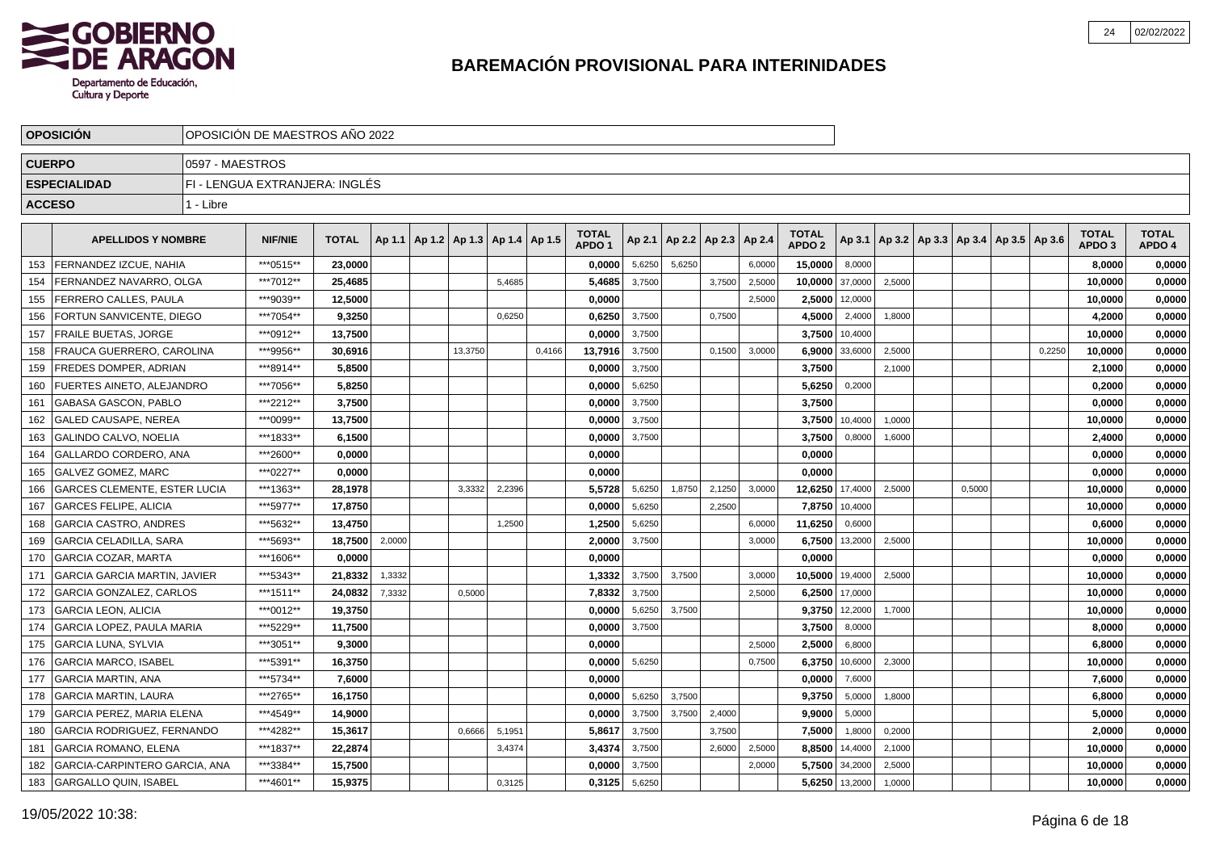# BAREMACIÓN PROVISIONAL PARA INTERINIDADES

| **OPOSICIÓN** | OPOSICIÓN DE MAESTROS AÑO 2022 |
|---|---|
| **CUERPO** | 0597 - MAESTROS |
| **ESPECIALIDAD** | FI - LENGUA EXTRANJERA: INGLÉS |
| **ACCESO** | 1 - Libre |

| | APELLIDOS Y NOMBRE | NIF/NIE | TOTAL | Ap 1.1 | Ap 1.2 | Ap 1.3 | Ap 1.4 | Ap 1.5 | TOTAL APDO 1 | Ap 2.1 | Ap 2.2 | Ap 2.3 | Ap 2.4 | TOTAL APDO 2 | Ap 3.1 | Ap 3.2 | Ap 3.3 | Ap 3.4 | Ap 3.5 | Ap 3.6 | TOTAL APDO 3 | TOTAL APDO 4 |
|---|---|---|---|---|---|---|---|---|---|---|---|---|---|---|---|---|---|---|---|---|---|---|
| 153 | FERNANDEZ IZCUE, NAHIA | ***0515** | 23,0000 | | | | | | 0,0000 | 5,6250 | 5,6250 | | 6,0000 | 15,0000 | 8,0000 | | | | | | 8,0000 | 0,0000 |
| 154 | FERNANDEZ NAVARRO, OLGA | ***7012** | 25,4685 | | | | 5,4685 | | 5,4685 | 3,7500 | | 3,7500 | 2,5000 | 10,0000 | 37,0000 | 2,5000 | | | | | 10,0000 | 0,0000 |
| 155 | FERRERO CALLES, PAULA | ***9039** | 12,5000 | | | | | | 0,0000 | | | | 2,5000 | 2,5000 | 12,0000 | | | | | | 10,0000 | 0,0000 |
| 156 | FORTUN SANVICENTE, DIEGO | ***7054** | 9,3250 | | | | 0,6250 | | 0,6250 | 3,7500 | | 0,7500 | | 4,5000 | 2,4000 | 1,8000 | | | | | 4,2000 | 0,0000 |
| 157 | FRAILE BUETAS, JORGE | ***0912** | 13,7500 | | | | | | 0,0000 | 3,7500 | | | | 3,7500 | 10,4000 | | | | | | 10,0000 | 0,0000 |
| 158 | FRAUCA GUERRERO, CAROLINA | ***9956** | 30,6916 | | | 13,3750 | | 0,4166 | 13,7916 | 3,7500 | | 0,1500 | 3,0000 | 6,9000 | 33,6000 | 2,5000 | | | | 0,2250 | 10,0000 | 0,0000 |
| 159 | FREDES DOMPER, ADRIAN | ***8914** | 5,8500 | | | | | | 0,0000 | 3,7500 | | | | 3,7500 | | 2,1000 | | | | | 2,1000 | 0,0000 |
| 160 | FUERTES AINETO, ALEJANDRO | ***7056** | 5,8250 | | | | | | 0,0000 | 5,6250 | | | | 5,6250 | 0,2000 | | | | | | 0,2000 | 0,0000 |
| 161 | GABASA GASCON, PABLO | ***2212** | 3,7500 | | | | | | 0,0000 | 3,7500 | | | | 3,7500 | | | | | | | 0,0000 | 0,0000 |
| 162 | GALED CAUSAPE, NEREA | ***0099** | 13,7500 | | | | | | 0,0000 | 3,7500 | | | | 3,7500 | 10,4000 | 1,0000 | | | | | 10,0000 | 0,0000 |
| 163 | GALINDO CALVO, NOELIA | ***1833** | 6,1500 | | | | | | 0,0000 | 3,7500 | | | | 3,7500 | 0,8000 | 1,6000 | | | | | 2,4000 | 0,0000 |
| 164 | GALLARDO CORDERO, ANA | ***2600** | 0,0000 | | | | | | 0,0000 | | | | | 0,0000 | | | | | | | 0,0000 | 0,0000 |
| 165 | GALVEZ GOMEZ, MARC | ***0227** | 0,0000 | | | | | | 0,0000 | | | | | 0,0000 | | | | | | | 0,0000 | 0,0000 |
| 166 | GARCES CLEMENTE, ESTER LUCIA | ***1363** | 28,1978 | | | 3,3332 | 2,2396 | | 5,5728 | 5,6250 | 1,8750 | 2,1250 | 3,0000 | 12,6250 | 17,4000 | 2,5000 | | 0,5000 | | | 10,0000 | 0,0000 |
| 167 | GARCES FELIPE, ALICIA | ***5977** | 17,8750 | | | | | | 0,0000 | 5,6250 | | 2,2500 | | 7,8750 | 10,4000 | | | | | | 10,0000 | 0,0000 |
| 168 | GARCIA CASTRO, ANDRES | ***5632** | 13,4750 | | | | 1,2500 | | 1,2500 | 5,6250 | | | 6,0000 | 11,6250 | 0,6000 | | | | | | 0,6000 | 0,0000 |
| 169 | GARCIA CELADILLA, SARA | ***5693** | 18,7500 | 2,0000 | | | | | 2,0000 | 3,7500 | | | 3,0000 | 6,7500 | 13,2000 | 2,5000 | | | | | 10,0000 | 0,0000 |
| 170 | GARCIA COZAR, MARTA | ***1606** | 0,0000 | | | | | | 0,0000 | | | | | 0,0000 | | | | | | | 0,0000 | 0,0000 |
| 171 | GARCIA GARCIA MARTIN, JAVIER | ***5343** | 21,8332 | 1,3332 | | | | | 1,3332 | 3,7500 | 3,7500 | | 3,0000 | 10,5000 | 19,4000 | 2,5000 | | | | | 10,0000 | 0,0000 |
| 172 | GARCIA GONZALEZ, CARLOS | ***1511** | 24,0832 | 7,3332 | | 0,5000 | | | 7,8332 | 3,7500 | | | 2,5000 | 6,2500 | 17,0000 | | | | | | 10,0000 | 0,0000 |
| 173 | GARCIA LEON, ALICIA | ***0012** | 19,3750 | | | | | | 0,0000 | 5,6250 | 3,7500 | | | 9,3750 | 12,2000 | 1,7000 | | | | | 10,0000 | 0,0000 |
| 174 | GARCIA LOPEZ, PAULA MARIA | ***5229** | 11,7500 | | | | | | 0,0000 | 3,7500 | | | | 3,7500 | 8,0000 | | | | | | 8,0000 | 0,0000 |
| 175 | GARCIA LUNA, SYLVIA | ***3051** | 9,3000 | | | | | | 0,0000 | | | | 2,5000 | 2,5000 | 6,8000 | | | | | | 6,8000 | 0,0000 |
| 176 | GARCIA MARCO, ISABEL | ***5391** | 16,3750 | | | | | | 0,0000 | 5,6250 | | | 0,7500 | 6,3750 | 10,6000 | 2,3000 | | | | | 10,0000 | 0,0000 |
| 177 | GARCIA MARTIN, ANA | ***5734** | 7,6000 | | | | | | 0,0000 | | | | | 0,0000 | 7,6000 | | | | | | 7,6000 | 0,0000 |
| 178 | GARCIA MARTIN, LAURA | ***2765** | 16,1750 | | | | | | 0,0000 | 5,6250 | 3,7500 | | | 9,3750 | 5,0000 | 1,8000 | | | | | 6,8000 | 0,0000 |
| 179 | GARCIA PEREZ, MARIA ELENA | ***4549** | 14,9000 | | | | | | 0,0000 | 3,7500 | 3,7500 | 2,4000 | | 9,9000 | 5,0000 | | | | | | 5,0000 | 0,0000 |
| 180 | GARCIA RODRIGUEZ, FERNANDO | ***4282** | 15,3617 | | | 0,6666 | 5,1951 | | 5,8617 | 3,7500 | | 3,7500 | | 7,5000 | 1,8000 | 0,2000 | | | | | 2,0000 | 0,0000 |
| 181 | GARCIA ROMANO, ELENA | ***1837** | 22,2874 | | | | 3,4374 | | 3,4374 | 3,7500 | | 2,6000 | 2,5000 | 8,8500 | 14,4000 | 2,1000 | | | | | 10,0000 | 0,0000 |
| 182 | GARCIA-CARPINTERO GARCIA, ANA | ***3384** | 15,7500 | | | | | | 0,0000 | 3,7500 | | | 2,0000 | 5,7500 | 34,2000 | 2,5000 | | | | | 10,0000 | 0,0000 |
| 183 | GARGALLO QUIN, ISABEL | ***4601** | 15,9375 | | | | 0,3125 | | 0,3125 | 5,6250 | | | | 5,6250 | 13,2000 | 1,0000 | | | | | 10,0000 | 0,0000 |

19/05/2022 10:38: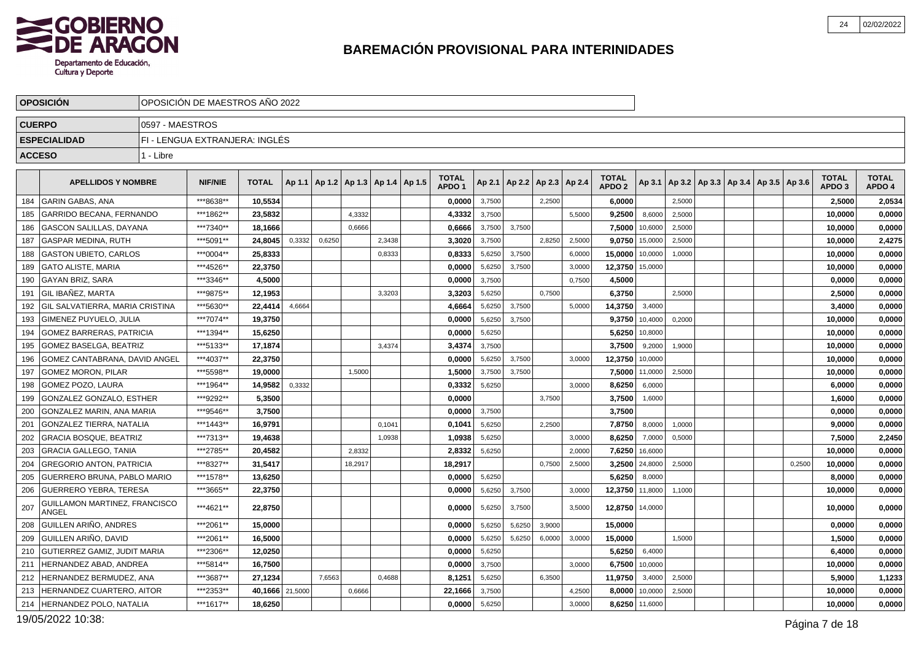# BAREMACIÓN PROVISIONAL PARA INTERINIDADES

| | |
|---|---|
| **OPOSICIÓN** | OPOSICIÓN DE MAESTROS AÑO 2022 |
| **CUERPO** | 0597 - MAESTROS |
| **ESPECIALIDAD** | FI - LENGUA EXTRANJERA: INGLÉS |
| **ACCESO** | 1 - Libre |

| | APELLIDOS Y NOMBRE | NIF/NIE | TOTAL | Ap 1.1 | Ap 1.2 | Ap 1.3 | Ap 1.4 | Ap 1.5 | TOTAL APDO 1 | Ap 2.1 | Ap 2.2 | Ap 2.3 | Ap 2.4 | TOTAL APDO 2 | Ap 3.1 | Ap 3.2 | Ap 3.3 | Ap 3.4 | Ap 3.5 | Ap 3.6 | TOTAL APDO 3 | TOTAL APDO 4 |
|---|---|---|---|---|---|---|---|---|---|---|---|---|---|---|---|---|---|---|---|---|---|---|
| 184 | GARIN GABAS, ANA | ***8638** | **10,5534** | | | | | | **0,0000** | 3,7500 | | 2,2500 | | **6,0000** | | 2,5000 | | | | | **2,5000** | **2,0534** |
| 185 | GARRIDO BECANA, FERNANDO | ***1862** | **23,5832** | | | 4,3332 | | | **4,3332** | 3,7500 | | | 5,5000 | **9,2500** | 8,6000 | 2,5000 | | | | | **10,0000** | **0,0000** |
| 186 | GASCON SALILLAS, DAYANA | ***7340** | **18,1666** | | | 0,6666 | | | **0,6666** | 3,7500 | 3,7500 | | | **7,5000** | 10,6000 | 2,5000 | | | | | **10,0000** | **0,0000** |
| 187 | GASPAR MEDINA, RUTH | ***5091** | **24,8045** | 0,3332 | 0,6250 | | 2,3438 | | **3,3020** | 3,7500 | | 2,8250 | 2,5000 | **9,0750** | 15,0000 | 2,5000 | | | | | **10,0000** | **2,4275** |
| 188 | GASTON UBIETO, CARLOS | ***0004** | **25,8333** | | | | 0,8333 | | **0,8333** | 5,6250 | 3,7500 | | 6,0000 | **15,0000** | 10,0000 | 1,0000 | | | | | **10,0000** | **0,0000** |
| 189 | GATO ALISTE, MARIA | ***4526** | **22,3750** | | | | | | **0,0000** | 5,6250 | 3,7500 | | 3,0000 | **12,3750** | 15,0000 | | | | | | **10,0000** | **0,0000** |
| 190 | GAYAN BRIZ, SARA | ***3346** | **4,5000** | | | | | | **0,0000** | 3,7500 | | | 0,7500 | **4,5000** | | | | | | | **0,0000** | **0,0000** |
| 191 | GIL IBAÑEZ, MARTA | ***9875** | **12,1953** | | | | 3,3203 | | **3,3203** | 5,6250 | | 0,7500 | | **6,3750** | | 2,5000 | | | | | **2,5000** | **0,0000** |
| 192 | GIL SALVATIERRA, MARIA CRISTINA | ***5630** | **22,4414** | 4,6664 | | | | | **4,6664** | 5,6250 | 3,7500 | | 5,0000 | **14,3750** | 3,4000 | | | | | | **3,4000** | **0,0000** |
| 193 | GIMENEZ PUYUELO, JULIA | ***7074** | **19,3750** | | | | | | **0,0000** | 5,6250 | 3,7500 | | | **9,3750** | 10,4000 | 0,2000 | | | | | **10,0000** | **0,0000** |
| 194 | GOMEZ BARRERAS, PATRICIA | ***1394** | **15,6250** | | | | | | **0,0000** | 5,6250 | | | | **5,6250** | 10,8000 | | | | | | **10,0000** | **0,0000** |
| 195 | GOMEZ BASELGA, BEATRIZ | ***5133** | **17,1874** | | | | 3,4374 | | **3,4374** | 3,7500 | | | | **3,7500** | 9,2000 | 1,9000 | | | | | **10,0000** | **0,0000** |
| 196 | GOMEZ CANTABRANA, DAVID ANGEL | ***4037** | **22,3750** | | | | | | **0,0000** | 5,6250 | 3,7500 | | 3,0000 | **12,3750** | 10,0000 | | | | | | **10,0000** | **0,0000** |
| 197 | GOMEZ MORON, PILAR | ***5598** | **19,0000** | | | 1,5000 | | | **1,5000** | 3,7500 | 3,7500 | | | **7,5000** | 11,0000 | 2,5000 | | | | | **10,0000** | **0,0000** |
| 198 | GOMEZ POZO, LAURA | ***1964** | **14,9582** | 0,3332 | | | | | **0,3332** | 5,6250 | | | 3,0000 | **8,6250** | 6,0000 | | | | | | **6,0000** | **0,0000** |
| 199 | GONZALEZ GONZALO, ESTHER | ***9292** | **5,3500** | | | | | | **0,0000** | | | 3,7500 | | **3,7500** | 1,6000 | | | | | | **1,6000** | **0,0000** |
| 200 | GONZALEZ MARIN, ANA MARIA | ***9546** | **3,7500** | | | | | | **0,0000** | 3,7500 | | | | **3,7500** | | | | | | | **0,0000** | **0,0000** |
| 201 | GONZALEZ TIERRA, NATALIA | ***1443** | **16,9791** | | | | 0,1041 | | **0,1041** | 5,6250 | | 2,2500 | | **7,8750** | 8,0000 | 1,0000 | | | | | **9,0000** | **0,0000** |
| 202 | GRACIA BOSQUE, BEATRIZ | ***7313** | **19,4638** | | | | 1,0938 | | **1,0938** | 5,6250 | | | 3,0000 | **8,6250** | 7,0000 | 0,5000 | | | | | **7,5000** | **2,2450** |
| 203 | GRACIA GALLEGO, TANIA | ***2785** | **20,4582** | | | 2,8332 | | | **2,8332** | 5,6250 | | | 2,0000 | **7,6250** | 16,6000 | | | | | | **10,0000** | **0,0000** |
| 204 | GREGORIO ANTON, PATRICIA | ***8327** | **31,5417** | | | 18,2917 | | | **18,2917** | | | 0,7500 | 2,5000 | **3,2500** | 24,8000 | 2,5000 | | | | 0,2500 | **10,0000** | **0,0000** |
| 205 | GUERRERO BRUNA, PABLO MARIO | ***1578** | **13,6250** | | | | | | **0,0000** | 5,6250 | | | | **5,6250** | 8,0000 | | | | | | **8,0000** | **0,0000** |
| 206 | GUERRERO YEBRA, TERESA | ***3665** | **22,3750** | | | | | | **0,0000** | 5,6250 | 3,7500 | | 3,0000 | **12,3750** | 11,8000 | 1,1000 | | | | | **10,0000** | **0,0000** |
| 207 | GUILLAMON MARTINEZ, FRANCISCO ANGEL | ***4621** | **22,8750** | | | | | | **0,0000** | 5,6250 | 3,7500 | | 3,5000 | **12,8750** | 14,0000 | | | | | | **10,0000** | **0,0000** |
| 208 | GUILLEN ARIÑO, ANDRES | ***2061** | **15,0000** | | | | | | **0,0000** | 5,6250 | 5,6250 | 3,9000 | | **15,0000** | | | | | | | **0,0000** | **0,0000** |
| 209 | GUILLEN ARIÑO, DAVID | ***2061** | **16,5000** | | | | | | **0,0000** | 5,6250 | 5,6250 | 6,0000 | 3,0000 | **15,0000** | | 1,5000 | | | | | **1,5000** | **0,0000** |
| 210 | GUTIERREZ GAMIZ, JUDIT MARIA | ***2306** | **12,0250** | | | | | | **0,0000** | 5,6250 | | | | **5,6250** | 6,4000 | | | | | | **6,4000** | **0,0000** |
| 211 | HERNANDEZ ABAD, ANDREA | ***5814** | **16,7500** | | | | | | **0,0000** | 3,7500 | | | 3,0000 | **6,7500** | 10,0000 | | | | | | **10,0000** | **0,0000** |
| 212 | HERNANDEZ BERMUDEZ, ANA | ***3687** | **27,1234** | | 7,6563 | | 0,4688 | | **8,1251** | 5,6250 | | 6,3500 | | **11,9750** | 3,4000 | 2,5000 | | | | | **5,9000** | **1,1233** |
| 213 | HERNANDEZ CUARTERO, AITOR | ***2353** | **40,1666** | 21,5000 | | 0,6666 | | | **22,1666** | 3,7500 | | | 4,2500 | **8,0000** | 10,0000 | 2,5000 | | | | | **10,0000** | **0,0000** |
| 214 | HERNANDEZ POLO, NATALIA | ***1617** | **18,6250** | | | | | | **0,0000** | 5,6250 | | | 3,0000 | **8,6250** | 11,6000 | | | | | | **10,0000** | **0,0000** |

19/05/2022 10:38: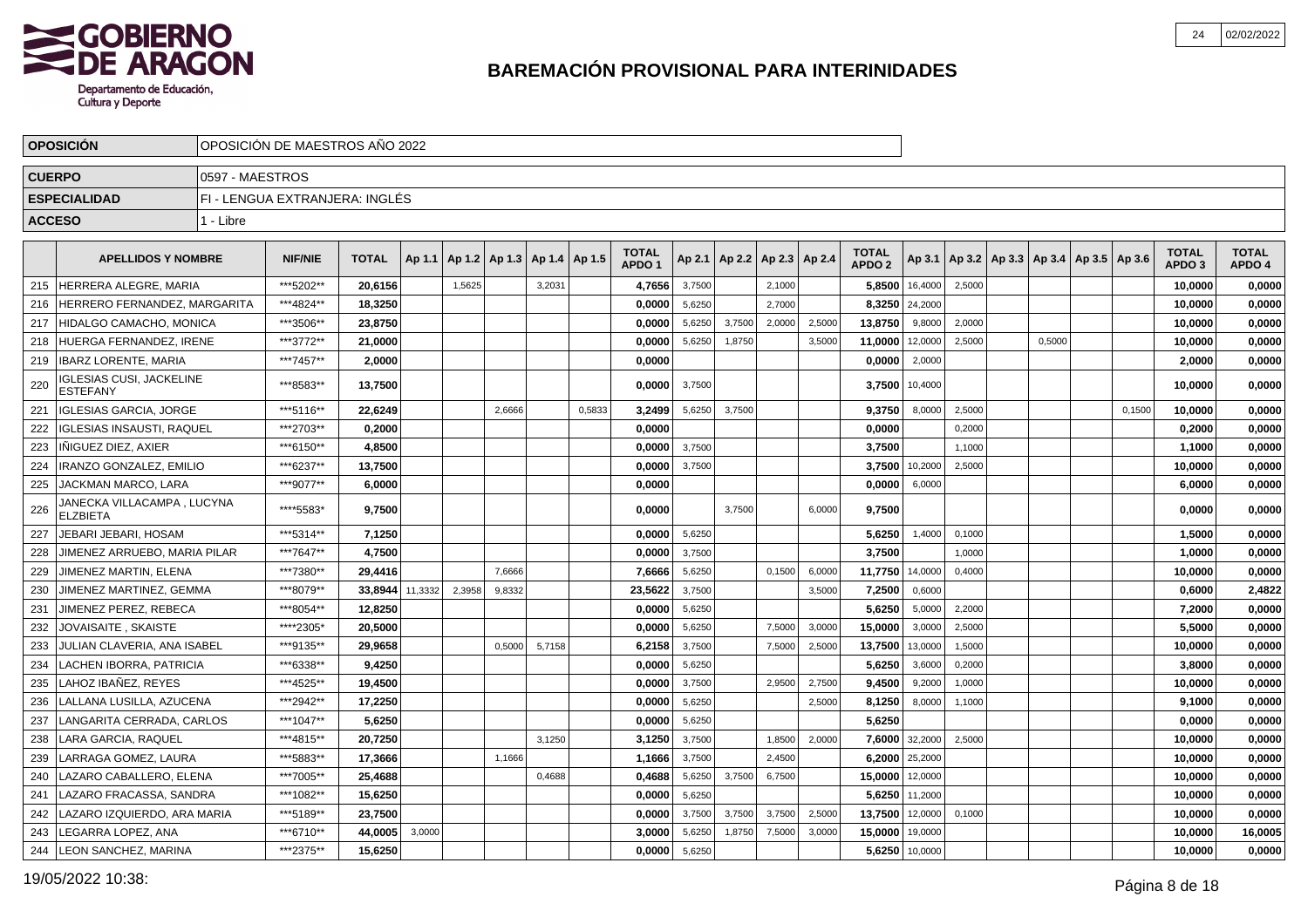# BAREMACIÓN PROVISIONAL PARA INTERINIDADES

| | |
|---|---|
| **OPOSICIÓN** | OPOSICIÓN DE MAESTROS AÑO 2022 |
| **CUERPO** | 0597 - MAESTROS |
| **ESPECIALIDAD** | FI - LENGUA EXTRANJERA: INGLÉS |
| **ACCESO** | 1 - Libre |

| | APELLIDOS Y NOMBRE | NIF/NIE | TOTAL | Ap 1.1 | Ap 1.2 | Ap 1.3 | Ap 1.4 | Ap 1.5 | TOTAL APDO 1 | Ap 2.1 | Ap 2.2 | Ap 2.3 | Ap 2.4 | TOTAL APDO 2 | Ap 3.1 | Ap 3.2 | Ap 3.3 | Ap 3.4 | Ap 3.5 | Ap 3.6 | TOTAL APDO 3 | TOTAL APDO 4 |
|---|---|---|---|---|---|---|---|---|---|---|---|---|---|---|---|---|---|---|---|---|---|---|
| 215 | HERRERA ALEGRE, MARIA | ***5202** | 20,6156 | | 1,5625 | | 3,2031 | | 4,7656 | 3,7500 | | 2,1000 | | 5,8500 | 16,4000 | 2,5000 | | | | | 10,0000 | 0,0000 |
| 216 | HERRERO FERNANDEZ, MARGARITA | ***4824** | 18,3250 | | | | | | 0,0000 | 5,6250 | | 2,7000 | | 8,3250 | 24,2000 | | | | | | 10,0000 | 0,0000 |
| 217 | HIDALGO CAMACHO, MONICA | ***3506** | 23,8750 | | | | | | 0,0000 | 5,6250 | 3,7500 | 2,0000 | 2,5000 | 13,8750 | 9,8000 | 2,0000 | | | | | 10,0000 | 0,0000 |
| 218 | HUERGA FERNANDEZ, IRENE | ***3772** | 21,0000 | | | | | | 0,0000 | 5,6250 | 1,8750 | | 3,5000 | 11,0000 | 12,0000 | 2,5000 | | 0,5000 | | | 10,0000 | 0,0000 |
| 219 | IBARZ LORENTE, MARIA | ***7457** | 2,0000 | | | | | | 0,0000 | | | | | 0,0000 | 2,0000 | | | | | | 2,0000 | 0,0000 |
| 220 | IGLESIAS CUSI, JACKELINE ESTEFANY | ***8583** | 13,7500 | | | | | | 0,0000 | 3,7500 | | | | 3,7500 | 10,4000 | | | | | | 10,0000 | 0,0000 |
| 221 | IGLESIAS GARCIA, JORGE | ***5116** | 22,6249 | | | 2,6666 | | 0,5833 | 3,2499 | 5,6250 | 3,7500 | | | 9,3750 | 8,0000 | 2,5000 | | | | 0,1500 | 10,0000 | 0,0000 |
| 222 | IGLESIAS INSAUSTI, RAQUEL | ***2703** | 0,2000 | | | | | | 0,0000 | | | | | 0,0000 | | 0,2000 | | | | | 0,2000 | 0,0000 |
| 223 | IÑIGUEZ DIEZ, AXIER | ***6150** | 4,8500 | | | | | | 0,0000 | 3,7500 | | | | 3,7500 | | 1,1000 | | | | | 1,1000 | 0,0000 |
| 224 | IRANZO GONZALEZ, EMILIO | ***6237** | 13,7500 | | | | | | 0,0000 | 3,7500 | | | | 3,7500 | 10,2000 | 2,5000 | | | | | 10,0000 | 0,0000 |
| 225 | JACKMAN MARCO, LARA | ***9077** | 6,0000 | | | | | | 0,0000 | | | | | 0,0000 | 6,0000 | | | | | | 6,0000 | 0,0000 |
| 226 | JANECKA VILLACAMPA , LUCYNA ELZBIETA | ****5583* | 9,7500 | | | | | | 0,0000 | | 3,7500 | | 6,0000 | 9,7500 | | | | | | | 0,0000 | 0,0000 |
| 227 | JEBARI JEBARI, HOSAM | ***5314** | 7,1250 | | | | | | 0,0000 | 5,6250 | | | | 5,6250 | 1,4000 | 0,1000 | | | | | 1,5000 | 0,0000 |
| 228 | JIMENEZ ARRUEBO, MARIA PILAR | ***7647** | 4,7500 | | | | | | 0,0000 | 3,7500 | | | | 3,7500 | | 1,0000 | | | | | 1,0000 | 0,0000 |
| 229 | JIMENEZ MARTIN, ELENA | ***7380** | 29,4416 | | | 7,6666 | | | 7,6666 | 5,6250 | | 0,1500 | 6,0000 | 11,7750 | 14,0000 | 0,4000 | | | | | 10,0000 | 0,0000 |
| 230 | JIMENEZ MARTINEZ, GEMMA | ***8079** | 33,8944 | 11,3332 | 2,3958 | 9,8332 | | | 23,5622 | 3,7500 | | | 3,5000 | 7,2500 | 0,6000 | | | | | | 0,6000 | 2,4822 |
| 231 | JIMENEZ PEREZ, REBECA | ***8054** | 12,8250 | | | | | | 0,0000 | 5,6250 | | | | 5,6250 | 5,0000 | 2,2000 | | | | | 7,2000 | 0,0000 |
| 232 | JOVAISAITE , SKAISTE | ****2305* | 20,5000 | | | | | | 0,0000 | 5,6250 | | 7,5000 | 3,0000 | 15,0000 | 3,0000 | 2,5000 | | | | | 5,5000 | 0,0000 |
| 233 | JULIAN CLAVERIA, ANA ISABEL | ***9135** | 29,9658 | | | 0,5000 | 5,7158 | | 6,2158 | 3,7500 | | 7,5000 | 2,5000 | 13,7500 | 13,0000 | 1,5000 | | | | | 10,0000 | 0,0000 |
| 234 | LACHEN IBORRA, PATRICIA | ***6338** | 9,4250 | | | | | | 0,0000 | 5,6250 | | | | 5,6250 | 3,6000 | 0,2000 | | | | | 3,8000 | 0,0000 |
| 235 | LAHOZ IBAÑEZ, REYES | ***4525** | 19,4500 | | | | | | 0,0000 | 3,7500 | | 2,9500 | 2,7500 | 9,4500 | 9,2000 | 1,0000 | | | | | 10,0000 | 0,0000 |
| 236 | LALLANA LUSILLA, AZUCENA | ***2942** | 17,2250 | | | | | | 0,0000 | 5,6250 | | | 2,5000 | 8,1250 | 8,0000 | 1,1000 | | | | | 9,1000 | 0,0000 |
| 237 | LANGARITA CERRADA, CARLOS | ***1047** | 5,6250 | | | | | | 0,0000 | 5,6250 | | | | 5,6250 | | | | | | | 0,0000 | 0,0000 |
| 238 | LARA GARCIA, RAQUEL | ***4815** | 20,7250 | | | | 3,1250 | | 3,1250 | 3,7500 | | 1,8500 | 2,0000 | 7,6000 | 32,2000 | 2,5000 | | | | | 10,0000 | 0,0000 |
| 239 | LARRAGA GOMEZ, LAURA | ***5883** | 17,3666 | | | 1,1666 | | | 1,1666 | 3,7500 | | 2,4500 | | 6,2000 | 25,2000 | | | | | | 10,0000 | 0,0000 |
| 240 | LAZARO CABALLERO, ELENA | ***7005** | 25,4688 | | | | 0,4688 | | 0,4688 | 5,6250 | 3,7500 | 6,7500 | | 15,0000 | 12,0000 | | | | | | 10,0000 | 0,0000 |
| 241 | LAZARO FRACASSA, SANDRA | ***1082** | 15,6250 | | | | | | 0,0000 | 5,6250 | | | | 5,6250 | 11,2000 | | | | | | 10,0000 | 0,0000 |
| 242 | LAZARO IZQUIERDO, ARA MARIA | ***5189** | 23,7500 | | | | | | 0,0000 | 3,7500 | 3,7500 | 3,7500 | 2,5000 | 13,7500 | 12,0000 | 0,1000 | | | | | 10,0000 | 0,0000 |
| 243 | LEGARRA LOPEZ, ANA | ***6710** | 44,0005 | 3,0000 | | | | | 3,0000 | 5,6250 | 1,8750 | 7,5000 | 3,0000 | 15,0000 | 19,0000 | | | | | | 10,0000 | 16,0005 |
| 244 | LEON SANCHEZ, MARINA | ***2375** | 15,6250 | | | | | | 0,0000 | 5,6250 | | | | 5,6250 | 10,0000 | | | | | | 10,0000 | 0,0000 |

19/05/2022 10:38: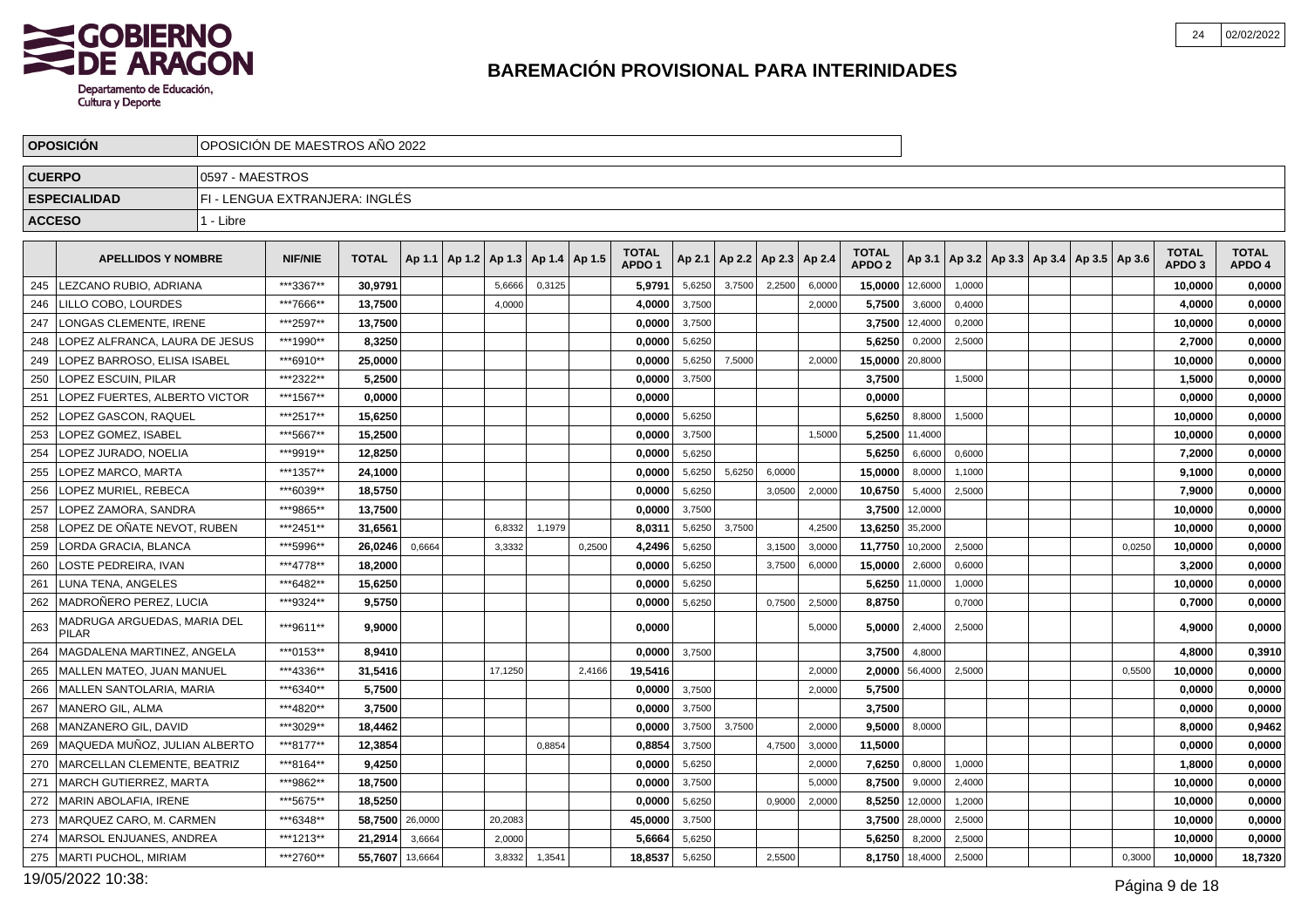# BAREMACIÓN PROVISIONAL PARA INTERINIDADES

| | |
|---|---|
| **OPOSICIÓN** | OPOSICIÓN DE MAESTROS AÑO 2022 |
| **CUERPO** | 0597 - MAESTROS |
| **ESPECIALIDAD** | FI - LENGUA EXTRANJERA: INGLÉS |
| **ACCESO** | 1 - Libre |

| | APELLIDOS Y NOMBRE | NIF/NIE | TOTAL | Ap 1.1 | Ap 1.2 | Ap 1.3 | Ap 1.4 | Ap 1.5 | TOTAL APDO 1 | Ap 2.1 | Ap 2.2 | Ap 2.3 | Ap 2.4 | TOTAL APDO 2 | Ap 3.1 | Ap 3.2 | Ap 3.3 | Ap 3.4 | Ap 3.5 | Ap 3.6 | TOTAL APDO 3 | TOTAL APDO 4 |
|---|---|---|---|---|---|---|---|---|---|---|---|---|---|---|---|---|---|---|---|---|---|---|
| 245 | LEZCANO RUBIO, ADRIANA | \*\*\*3367\*\* | **30,9791** | | | 5,6666 | 0,3125 | | **5,9791** | 5,6250 | 3,7500 | 2,2500 | 6,0000 | **15,0000** | 12,6000 | 1,0000 | | | | | **10,0000** | **0,0000** |
| 246 | LILLO COBO, LOURDES | \*\*\*7666\*\* | **13,7500** | | | 4,0000 | | | **4,0000** | 3,7500 | | | 2,0000 | **5,7500** | 3,6000 | 0,4000 | | | | | **4,0000** | **0,0000** |
| 247 | LONGAS CLEMENTE, IRENE | \*\*\*2597\*\* | **13,7500** | | | | | | **0,0000** | 3,7500 | | | | **3,7500** | 12,4000 | 0,2000 | | | | | **10,0000** | **0,0000** |
| 248 | LOPEZ ALFRANCA, LAURA DE JESUS | \*\*\*1990\*\* | **8,3250** | | | | | | **0,0000** | 5,6250 | | | | **5,6250** | 0,2000 | 2,5000 | | | | | **2,7000** | **0,0000** |
| 249 | LOPEZ BARROSO, ELISA ISABEL | \*\*\*6910\*\* | **25,0000** | | | | | | **0,0000** | 5,6250 | 7,5000 | | 2,0000 | **15,0000** | 20,8000 | | | | | | **10,0000** | **0,0000** |
| 250 | LOPEZ ESCUIN, PILAR | \*\*\*2322\*\* | **5,2500** | | | | | | **0,0000** | 3,7500 | | | | **3,7500** | | 1,5000 | | | | | **1,5000** | **0,0000** |
| 251 | LOPEZ FUERTES, ALBERTO VICTOR | \*\*\*1567\*\* | **0,0000** | | | | | | **0,0000** | | | | | **0,0000** | | | | | | | **0,0000** | **0,0000** |
| 252 | LOPEZ GASCON, RAQUEL | \*\*\*2517\*\* | **15,6250** | | | | | | **0,0000** | 5,6250 | | | | **5,6250** | 8,8000 | 1,5000 | | | | | **10,0000** | **0,0000** |
| 253 | LOPEZ GOMEZ, ISABEL | \*\*\*5667\*\* | **15,2500** | | | | | | **0,0000** | 3,7500 | | | 1,5000 | **5,2500** | 11,4000 | | | | | | **10,0000** | **0,0000** |
| 254 | LOPEZ JURADO, NOELIA | \*\*\*9919\*\* | **12,8250** | | | | | | **0,0000** | 5,6250 | | | | **5,6250** | 6,6000 | 0,6000 | | | | | **7,2000** | **0,0000** |
| 255 | LOPEZ MARCO, MARTA | \*\*\*1357\*\* | **24,1000** | | | | | | **0,0000** | 5,6250 | 5,6250 | 6,0000 | | **15,0000** | 8,0000 | 1,1000 | | | | | **9,1000** | **0,0000** |
| 256 | LOPEZ MURIEL, REBECA | \*\*\*6039\*\* | **18,5750** | | | | | | **0,0000** | 5,6250 | | 3,0500 | 2,0000 | **10,6750** | 5,4000 | 2,5000 | | | | | **7,9000** | **0,0000** |
| 257 | LOPEZ ZAMORA, SANDRA | \*\*\*9865\*\* | **13,7500** | | | | | | **0,0000** | 3,7500 | | | | **3,7500** | 12,0000 | | | | | | **10,0000** | **0,0000** |
| 258 | LOPEZ DE OÑATE NEVOT, RUBEN | \*\*\*2451\*\* | **31,6561** | | | 6,8332 | 1,1979 | | **8,0311** | 5,6250 | 3,7500 | | 4,2500 | **13,6250** | 35,2000 | | | | | | **10,0000** | **0,0000** |
| 259 | LORDA GRACIA, BLANCA | \*\*\*5996\*\* | **26,0246** | 0,6664 | | 3,3332 | | 0,2500 | **4,2496** | 5,6250 | | 3,1500 | 3,0000 | **11,7750** | 10,2000 | 2,5000 | | | | 0,0250 | **10,0000** | **0,0000** |
| 260 | LOSTE PEDREIRA, IVAN | \*\*\*4778\*\* | **18,2000** | | | | | | **0,0000** | 5,6250 | | 3,7500 | 6,0000 | **15,0000** | 2,6000 | 0,6000 | | | | | **3,2000** | **0,0000** |
| 261 | LUNA TENA, ANGELES | \*\*\*6482\*\* | **15,6250** | | | | | | **0,0000** | 5,6250 | | | | **5,6250** | 11,0000 | 1,0000 | | | | | **10,0000** | **0,0000** |
| 262 | MADROÑERO PEREZ, LUCIA | \*\*\*9324\*\* | **9,5750** | | | | | | **0,0000** | 5,6250 | | 0,7500 | 2,5000 | **8,8750** | | 0,7000 | | | | | **0,7000** | **0,0000** |
| 263 | MADRUGA ARGUEDAS, MARIA DEL PILAR | \*\*\*9611\*\* | **9,9000** | | | | | | **0,0000** | | | | 5,0000 | **5,0000** | 2,4000 | 2,5000 | | | | | **4,9000** | **0,0000** |
| 264 | MAGDALENA MARTINEZ, ANGELA | \*\*\*0153\*\* | **8,9410** | | | | | | **0,0000** | 3,7500 | | | | **3,7500** | 4,8000 | | | | | | **4,8000** | **0,3910** |
| 265 | MALLEN MATEO, JUAN MANUEL | \*\*\*4336\*\* | **31,5416** | | | 17,1250 | | 2,4166 | **19,5416** | | | | 2,0000 | **2,0000** | 56,4000 | 2,5000 | | | | 0,5500 | **10,0000** | **0,0000** |
| 266 | MALLEN SANTOLARIA, MARIA | \*\*\*6340\*\* | **5,7500** | | | | | | **0,0000** | 3,7500 | | | 2,0000 | **5,7500** | | | | | | | **0,0000** | **0,0000** |
| 267 | MANERO GIL, ALMA | \*\*\*4820\*\* | **3,7500** | | | | | | **0,0000** | 3,7500 | | | | **3,7500** | | | | | | | **0,0000** | **0,0000** |
| 268 | MANZANERO GIL, DAVID | \*\*\*3029\*\* | **18,4462** | | | | | | **0,0000** | 3,7500 | 3,7500 | | 2,0000 | **9,5000** | 8,0000 | | | | | | **8,0000** | **0,9462** |
| 269 | MAQUEDA MUÑOZ, JULIAN ALBERTO | \*\*\*8177\*\* | **12,3854** | | | | 0,8854 | | **0,8854** | 3,7500 | | 4,7500 | 3,0000 | **11,5000** | | | | | | | **0,0000** | **0,0000** |
| 270 | MARCELLAN CLEMENTE, BEATRIZ | \*\*\*8164\*\* | **9,4250** | | | | | | **0,0000** | 5,6250 | | | 2,0000 | **7,6250** | 0,8000 | 1,0000 | | | | | **1,8000** | **0,0000** |
| 271 | MARCH GUTIERREZ, MARTA | \*\*\*9862\*\* | **18,7500** | | | | | | **0,0000** | 3,7500 | | | 5,0000 | **8,7500** | 9,0000 | 2,4000 | | | | | **10,0000** | **0,0000** |
| 272 | MARIN ABOLAFIA, IRENE | \*\*\*5675\*\* | **18,5250** | | | | | | **0,0000** | 5,6250 | | 0,9000 | 2,0000 | **8,5250** | 12,0000 | 1,2000 | | | | | **10,0000** | **0,0000** |
| 273 | MARQUEZ CARO, M. CARMEN | \*\*\*6348\*\* | **58,7500** | 26,0000 | | 20,2083 | | | **45,0000** | 3,7500 | | | | **3,7500** | 28,0000 | 2,5000 | | | | | **10,0000** | **0,0000** |
| 274 | MARSOL ENJUANES, ANDREA | \*\*\*1213\*\* | **21,2914** | 3,6664 | | 2,0000 | | | **5,6664** | 5,6250 | | | | **5,6250** | 8,2000 | 2,5000 | | | | | **10,0000** | **0,0000** |
| 275 | MARTI PUCHOL, MIRIAM | \*\*\*2760\*\* | **55,7607** | 13,6664 | | 3,8332 | 1,3541 | | **18,8537** | 5,6250 | | 2,5500 | | **8,1750** | 18,4000 | 2,5000 | | | | 0,3000 | **10,0000** | **18,7320** |

19/05/2022 10:38: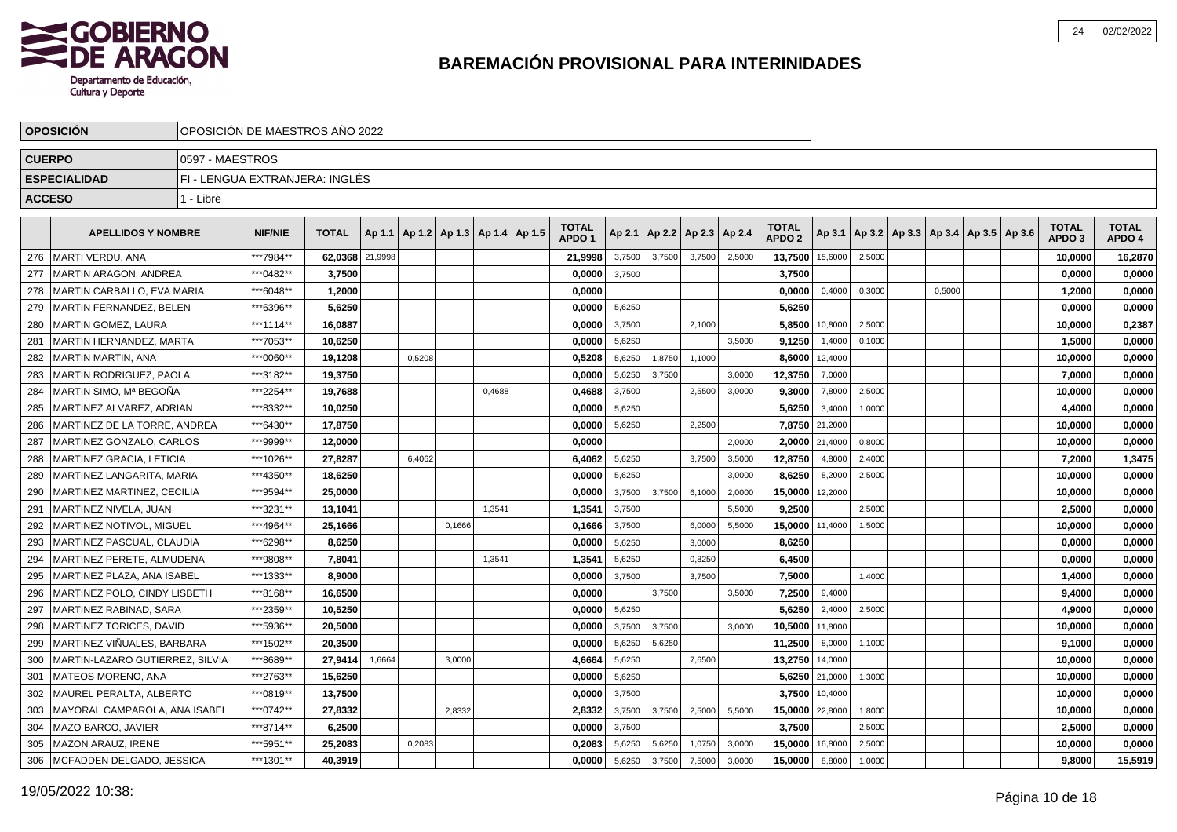# BAREMACIÓN PROVISIONAL PARA INTERINIDADES

| OPOSICIÓN | OPOSICIÓN DE MAESTROS AÑO 2022 |
|---|---|
| CUERPO | 0597 - MAESTROS |
| ESPECIALIDAD | FI - LENGUA EXTRANJERA: INGLÉS |
| ACCESO | 1 - Libre |

| | APELLIDOS Y NOMBRE | NIF/NIE | TOTAL | Ap 1.1 | Ap 1.2 | Ap 1.3 | Ap 1.4 | Ap 1.5 | TOTAL APDO 1 | Ap 2.1 | Ap 2.2 | Ap 2.3 | Ap 2.4 | TOTAL APDO 2 | Ap 3.1 | Ap 3.2 | Ap 3.3 | Ap 3.4 | Ap 3.5 | Ap 3.6 | TOTAL APDO 3 | TOTAL APDO 4 |
|---|---|---|---|---|---|---|---|---|---|---|---|---|---|---|---|---|---|---|---|---|---|---|
| 276 | MARTI VERDU, ANA | ***7984** | 62,0368 | 21,9998 | | | | | 21,9998 | 3,7500 | 3,7500 | 3,7500 | 2,5000 | 13,7500 | 15,6000 | 2,5000 | | | | | 10,0000 | 16,2870 |
| 277 | MARTIN ARAGON, ANDREA | ***0482** | 3,7500 | | | | | | 0,0000 | 3,7500 | | | | 3,7500 | | | | | | | 0,0000 | 0,0000 |
| 278 | MARTIN CARBALLO, EVA MARIA | ***6048** | 1,2000 | | | | | | 0,0000 | | | | | 0,0000 | 0,4000 | 0,3000 | | 0,5000 | | | 1,2000 | 0,0000 |
| 279 | MARTIN FERNANDEZ, BELEN | ***6396** | 5,6250 | | | | | | 0,0000 | 5,6250 | | | | 5,6250 | | | | | | | 0,0000 | 0,0000 |
| 280 | MARTIN GOMEZ, LAURA | ***1114** | 16,0887 | | | | | | 0,0000 | 3,7500 | | 2,1000 | | 5,8500 | 10,8000 | 2,5000 | | | | | 10,0000 | 0,2387 |
| 281 | MARTIN HERNANDEZ, MARTA | ***7053** | 10,6250 | | | | | | 0,0000 | 5,6250 | | | 3,5000 | 9,1250 | 1,4000 | 0,1000 | | | | | 1,5000 | 0,0000 |
| 282 | MARTIN MARTIN, ANA | ***0060** | 19,1208 | | 0,5208 | | | | 0,5208 | 5,6250 | 1,8750 | 1,1000 | | 8,6000 | 12,4000 | | | | | | 10,0000 | 0,0000 |
| 283 | MARTIN RODRIGUEZ, PAOLA | ***3182** | 19,3750 | | | | | | 0,0000 | 5,6250 | 3,7500 | | 3,0000 | 12,3750 | 7,0000 | | | | | | 7,0000 | 0,0000 |
| 284 | MARTIN SIMO, Mª BEGOÑA | ***2254** | 19,7688 | | | | 0,4688 | | 0,4688 | 3,7500 | | 2,5500 | 3,0000 | 9,3000 | 7,8000 | 2,5000 | | | | | 10,0000 | 0,0000 |
| 285 | MARTINEZ ALVAREZ, ADRIAN | ***8332** | 10,0250 | | | | | | 0,0000 | 5,6250 | | | | 5,6250 | 3,4000 | 1,0000 | | | | | 4,4000 | 0,0000 |
| 286 | MARTINEZ DE LA TORRE, ANDREA | ***6430** | 17,8750 | | | | | | 0,0000 | 5,6250 | | 2,2500 | | 7,8750 | 21,2000 | | | | | | 10,0000 | 0,0000 |
| 287 | MARTINEZ GONZALO, CARLOS | ***9999** | 12,0000 | | | | | | 0,0000 | | | | 2,0000 | 2,0000 | 21,4000 | 0,8000 | | | | | 10,0000 | 0,0000 |
| 288 | MARTINEZ GRACIA, LETICIA | ***1026** | 27,8287 | | 6,4062 | | | | 6,4062 | 5,6250 | | 3,7500 | 3,5000 | 12,8750 | 4,8000 | 2,4000 | | | | | 7,2000 | 1,3475 |
| 289 | MARTINEZ LANGARITA, MARIA | ***4350** | 18,6250 | | | | | | 0,0000 | 5,6250 | | | 3,0000 | 8,6250 | 8,2000 | 2,5000 | | | | | 10,0000 | 0,0000 |
| 290 | MARTINEZ MARTINEZ, CECILIA | ***9594** | 25,0000 | | | | | | 0,0000 | 3,7500 | 3,7500 | 6,1000 | 2,0000 | 15,0000 | 12,2000 | | | | | | 10,0000 | 0,0000 |
| 291 | MARTINEZ NIVELA, JUAN | ***3231** | 13,1041 | | | | 1,3541 | | 1,3541 | 3,7500 | | | 5,5000 | 9,2500 | | 2,5000 | | | | | 2,5000 | 0,0000 |
| 292 | MARTINEZ NOTIVOL, MIGUEL | ***4964** | 25,1666 | | | 0,1666 | | | 0,1666 | 3,7500 | | 6,0000 | 5,5000 | 15,0000 | 11,4000 | 1,5000 | | | | | 10,0000 | 0,0000 |
| 293 | MARTINEZ PASCUAL, CLAUDIA | ***6298** | 8,6250 | | | | | | 0,0000 | 5,6250 | | 3,0000 | | 8,6250 | | | | | | | 0,0000 | 0,0000 |
| 294 | MARTINEZ PERETE, ALMUDENA | ***9808** | 7,8041 | | | | 1,3541 | | 1,3541 | 5,6250 | | 0,8250 | | 6,4500 | | | | | | | 0,0000 | 0,0000 |
| 295 | MARTINEZ PLAZA, ANA ISABEL | ***1333** | 8,9000 | | | | | | 0,0000 | 3,7500 | | 3,7500 | | 7,5000 | | 1,4000 | | | | | 1,4000 | 0,0000 |
| 296 | MARTINEZ POLO, CINDY LISBETH | ***8168** | 16,6500 | | | | | | 0,0000 | | 3,7500 | | 3,5000 | 7,2500 | 9,4000 | | | | | | 9,4000 | 0,0000 |
| 297 | MARTINEZ RABINAD, SARA | ***2359** | 10,5250 | | | | | | 0,0000 | 5,6250 | | | | 5,6250 | 2,4000 | 2,5000 | | | | | 4,9000 | 0,0000 |
| 298 | MARTINEZ TORICES, DAVID | ***5936** | 20,5000 | | | | | | 0,0000 | 3,7500 | 3,7500 | | 3,0000 | 10,5000 | 11,8000 | | | | | | 10,0000 | 0,0000 |
| 299 | MARTINEZ VIÑUALES, BARBARA | ***1502** | 20,3500 | | | | | | 0,0000 | 5,6250 | 5,6250 | | | 11,2500 | 8,0000 | 1,1000 | | | | | 9,1000 | 0,0000 |
| 300 | MARTIN-LAZARO GUTIERREZ, SILVIA | ***8689** | 27,9414 | 1,6664 | | 3,0000 | | | 4,6664 | 5,6250 | | 7,6500 | | 13,2750 | 14,0000 | | | | | | 10,0000 | 0,0000 |
| 301 | MATEOS MORENO, ANA | ***2763** | 15,6250 | | | | | | 0,0000 | 5,6250 | | | | 5,6250 | 21,0000 | 1,3000 | | | | | 10,0000 | 0,0000 |
| 302 | MAUREL PERALTA, ALBERTO | ***0819** | 13,7500 | | | | | | 0,0000 | 3,7500 | | | | 3,7500 | 10,4000 | | | | | | 10,0000 | 0,0000 |
| 303 | MAYORAL CAMPAROLA, ANA ISABEL | ***0742** | 27,8332 | | | 2,8332 | | | 2,8332 | 3,7500 | 3,7500 | 2,5000 | 5,5000 | 15,0000 | 22,8000 | 1,8000 | | | | | 10,0000 | 0,0000 |
| 304 | MAZO BARCO, JAVIER | ***8714** | 6,2500 | | | | | | 0,0000 | 3,7500 | | | | 3,7500 | | 2,5000 | | | | | 2,5000 | 0,0000 |
| 305 | MAZON ARAUZ, IRENE | ***5951** | 25,2083 | | 0,2083 | | | | 0,2083 | 5,6250 | 5,6250 | 1,0750 | 3,0000 | 15,0000 | 16,8000 | 2,5000 | | | | | 10,0000 | 0,0000 |
| 306 | MCFADDEN DELGADO, JESSICA | ***1301** | 40,3919 | | | | | | 0,0000 | 5,6250 | 3,7500 | 7,5000 | 3,0000 | 15,0000 | 8,8000 | 1,0000 | | | | | 9,8000 | 15,5919 |

19/05/2022 10:38: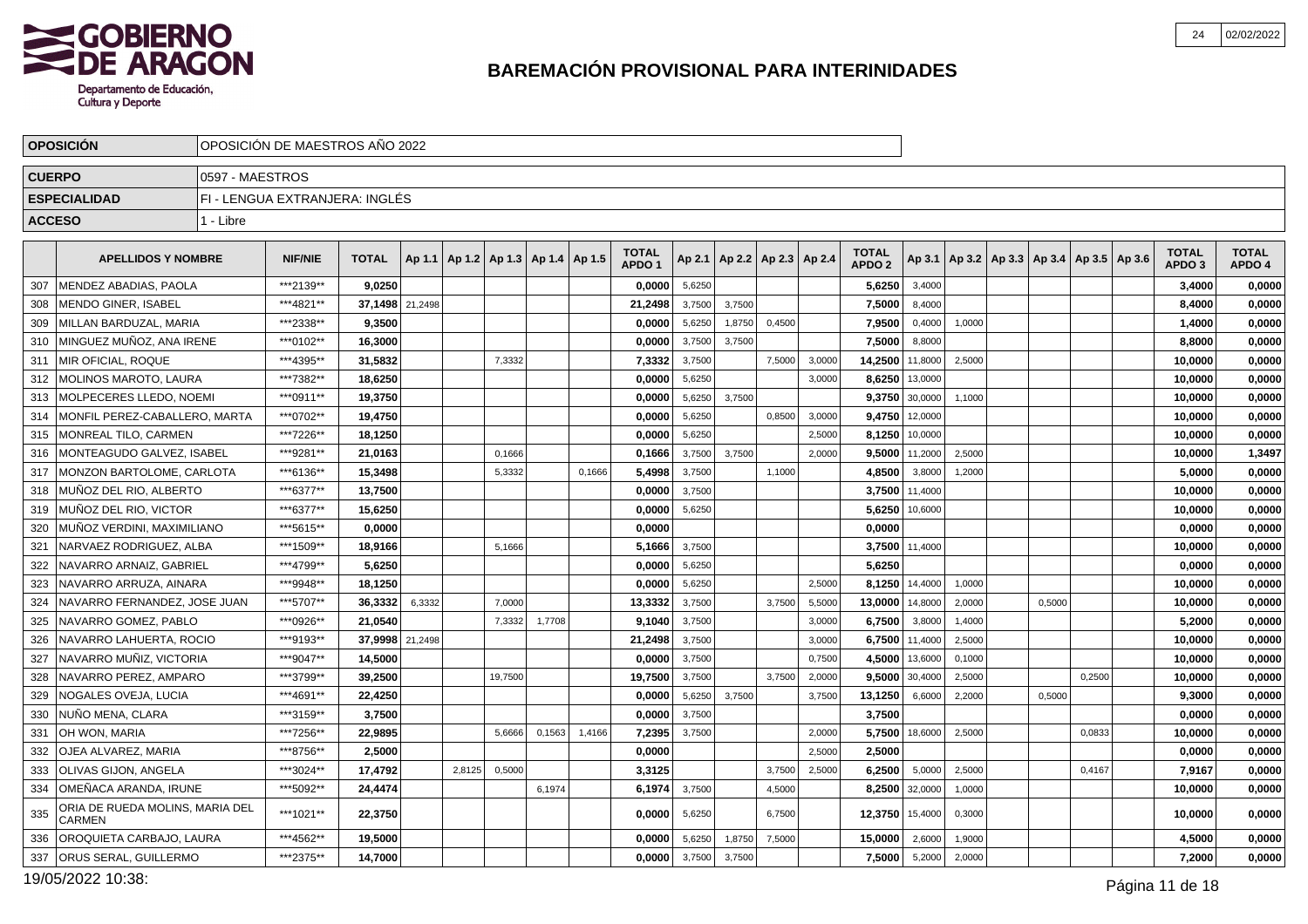# GOBIERNO DE ARAGON

Departamento de Educación, Cultura y Deporte

## BAREMACIÓN PROVISIONAL PARA INTERINIDADES

| | |
|---|---|
| **OPOSICIÓN** | OPOSICIÓN DE MAESTROS AÑO 2022 |
| **CUERPO** | 0597 - MAESTROS |
| **ESPECIALIDAD** | FI - LENGUA EXTRANJERA: INGLÉS |
| **ACCESO** | 1 - Libre |

| | APELLIDOS Y NOMBRE | NIF/NIE | TOTAL | Ap 1.1 | Ap 1.2 | Ap 1.3 | Ap 1.4 | Ap 1.5 | TOTAL APDO 1 | Ap 2.1 | Ap 2.2 | Ap 2.3 | Ap 2.4 | TOTAL APDO 2 | Ap 3.1 | Ap 3.2 | Ap 3.3 | Ap 3.4 | Ap 3.5 | Ap 3.6 | TOTAL APDO 3 | TOTAL APDO 4 |
|---|---|---|---|---|---|---|---|---|---|---|---|---|---|---|---|---|---|---|---|---|---|---|
| 307 | MENDEZ ABADIAS, PAOLA | ***2139** | **9,0250** | | | | | | **0,0000** | 5,6250 | | | | **5,6250** | 3,4000 | | | | | | **3,4000** | **0,0000** |
| 308 | MENDO GINER, ISABEL | ***4821** | **37,1498** | 21,2498 | | | | | **21,2498** | 3,7500 | 3,7500 | | | **7,5000** | 8,4000 | | | | | | **8,4000** | **0,0000** |
| 309 | MILLAN BARDUZAL, MARIA | ***2338** | **9,3500** | | | | | | **0,0000** | 5,6250 | 1,8750 | 0,4500 | | **7,9500** | 0,4000 | 1,0000 | | | | | **1,4000** | **0,0000** |
| 310 | MINGUEZ MUÑOZ, ANA IRENE | ***0102** | **16,3000** | | | | | | **0,0000** | 3,7500 | 3,7500 | | | **7,5000** | 8,8000 | | | | | | **8,8000** | **0,0000** |
| 311 | MIR OFICIAL, ROQUE | ***4395** | **31,5832** | | | 7,3332 | | | **7,3332** | 3,7500 | | 7,5000 | 3,0000 | **14,2500** | 11,8000 | 2,5000 | | | | | **10,0000** | **0,0000** |
| 312 | MOLINOS MAROTO, LAURA | ***7382** | **18,6250** | | | | | | **0,0000** | 5,6250 | | | 3,0000 | **8,6250** | 13,0000 | | | | | | **10,0000** | **0,0000** |
| 313 | MOLPECERES LLEDO, NOEMI | ***0911** | **19,3750** | | | | | | **0,0000** | 5,6250 | 3,7500 | | | **9,3750** | 30,0000 | 1,1000 | | | | | **10,0000** | **0,0000** |
| 314 | MONFIL PEREZ-CABALLERO, MARTA | ***0702** | **19,4750** | | | | | | **0,0000** | 5,6250 | | 0,8500 | 3,0000 | **9,4750** | 12,0000 | | | | | | **10,0000** | **0,0000** |
| 315 | MONREAL TILO, CARMEN | ***7226** | **18,1250** | | | | | | **0,0000** | 5,6250 | | | 2,5000 | **8,1250** | 10,0000 | | | | | | **10,0000** | **0,0000** |
| 316 | MONTEAGUDO GALVEZ, ISABEL | ***9281** | **21,0163** | | | 0,1666 | | | **0,1666** | 3,7500 | 3,7500 | | 2,0000 | **9,5000** | 11,2000 | 2,5000 | | | | | **10,0000** | **1,3497** |
| 317 | MONZON BARTOLOME, CARLOTA | ***6136** | **15,3498** | | | 5,3332 | | 0,1666 | **5,4998** | 3,7500 | | 1,1000 | | **4,8500** | 3,8000 | 1,2000 | | | | | **5,0000** | **0,0000** |
| 318 | MUÑOZ DEL RIO, ALBERTO | ***6377** | **13,7500** | | | | | | **0,0000** | 3,7500 | | | | **3,7500** | 11,4000 | | | | | | **10,0000** | **0,0000** |
| 319 | MUÑOZ DEL RIO, VICTOR | ***6377** | **15,6250** | | | | | | **0,0000** | 5,6250 | | | | **5,6250** | 10,6000 | | | | | | **10,0000** | **0,0000** |
| 320 | MUÑOZ VERDINI, MAXIMILIANO | ***5615** | **0,0000** | | | | | | **0,0000** | | | | | **0,0000** | | | | | | | **0,0000** | **0,0000** |
| 321 | NARVAEZ RODRIGUEZ, ALBA | ***1509** | **18,9166** | | | 5,1666 | | | **5,1666** | 3,7500 | | | | **3,7500** | 11,4000 | | | | | | **10,0000** | **0,0000** |
| 322 | NAVARRO ARNAIZ, GABRIEL | ***4799** | **5,6250** | | | | | | **0,0000** | 5,6250 | | | | **5,6250** | | | | | | | **0,0000** | **0,0000** |
| 323 | NAVARRO ARRUZA, AINARA | ***9948** | **18,1250** | | | | | | **0,0000** | 5,6250 | | | 2,5000 | **8,1250** | 14,4000 | 1,0000 | | | | | **10,0000** | **0,0000** |
| 324 | NAVARRO FERNANDEZ, JOSE JUAN | ***5707** | **36,3332** | 6,3332 | | 7,0000 | | | **13,3332** | 3,7500 | | 3,7500 | 5,5000 | **13,0000** | 14,8000 | 2,0000 | | 0,5000 | | | **10,0000** | **0,0000** |
| 325 | NAVARRO GOMEZ, PABLO | ***0926** | **21,0540** | | | 7,3332 | 1,7708 | | **9,1040** | 3,7500 | | | 3,0000 | **6,7500** | 3,8000 | 1,4000 | | | | | **5,2000** | **0,0000** |
| 326 | NAVARRO LAHUERTA, ROCIO | ***9193** | **37,9998** | 21,2498 | | | | | **21,2498** | 3,7500 | | | 3,0000 | **6,7500** | 11,4000 | 2,5000 | | | | | **10,0000** | **0,0000** |
| 327 | NAVARRO MUÑIZ, VICTORIA | ***9047** | **14,5000** | | | | | | **0,0000** | 3,7500 | | | 0,7500 | **4,5000** | 13,6000 | 0,1000 | | | | | **10,0000** | **0,0000** |
| 328 | NAVARRO PEREZ, AMPARO | ***3799** | **39,2500** | | | 19,7500 | | | **19,7500** | 3,7500 | | 3,7500 | 2,0000 | **9,5000** | 30,4000 | 2,5000 | | | 0,2500 | | **10,0000** | **0,0000** |
| 329 | NOGALES OVEJA, LUCIA | ***4691** | **22,4250** | | | | | | **0,0000** | 5,6250 | 3,7500 | | 3,7500 | **13,1250** | 6,6000 | 2,2000 | | 0,5000 | | | **9,3000** | **0,0000** |
| 330 | NUÑO MENA, CLARA | ***3159** | **3,7500** | | | | | | **0,0000** | 3,7500 | | | | **3,7500** | | | | | | | **0,0000** | **0,0000** |
| 331 | OH WON, MARIA | ***7256** | **22,9895** | | | 5,6666 | 0,1563 | 1,4166 | **7,2395** | 3,7500 | | | 2,0000 | **5,7500** | 18,6000 | 2,5000 | | | 0,0833 | | **10,0000** | **0,0000** |
| 332 | OJEA ALVAREZ, MARIA | ***8756** | **2,5000** | | | | | | **0,0000** | | | | 2,5000 | **2,5000** | | | | | | | **0,0000** | **0,0000** |
| 333 | OLIVAS GIJON, ANGELA | ***3024** | **17,4792** | | 2,8125 | 0,5000 | | | **3,3125** | | | 3,7500 | 2,5000 | **6,2500** | 5,0000 | 2,5000 | | | 0,4167 | | **7,9167** | **0,0000** |
| 334 | OMEÑACA ARANDA, IRUNE | ***5092** | **24,4474** | | | | 6,1974 | | **6,1974** | 3,7500 | | 4,5000 | | **8,2500** | 32,0000 | 1,0000 | | | | | **10,0000** | **0,0000** |
| 335 | ORIA DE RUEDA MOLINS, MARIA DEL CARMEN | ***1021** | **22,3750** | | | | | | **0,0000** | 5,6250 | | 6,7500 | | **12,3750** | 15,4000 | 0,3000 | | | | | **10,0000** | **0,0000** |
| 336 | OROQUIETA CARBAJO, LAURA | ***4562** | **19,5000** | | | | | | **0,0000** | 5,6250 | 1,8750 | 7,5000 | | **15,0000** | 2,6000 | 1,9000 | | | | | **4,5000** | **0,0000** |
| 337 | ORUS SERAL, GUILLERMO | ***2375** | **14,7000** | | | | | | **0,0000** | 3,7500 | 3,7500 | | | **7,5000** | 5,2000 | 2,0000 | | | | | **7,2000** | **0,0000** |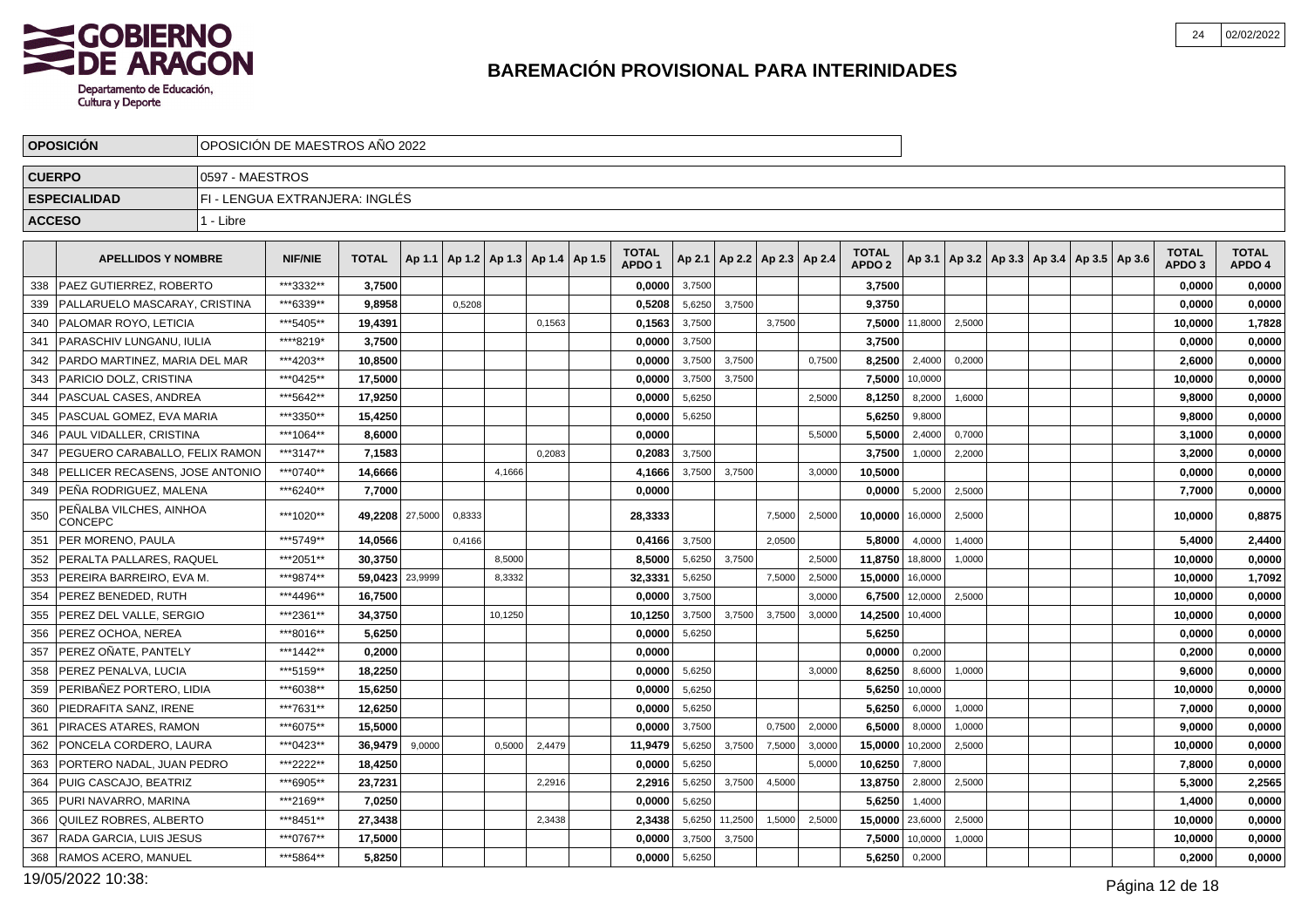# BAREMACIÓN PROVISIONAL PARA INTERINIDADES

| OPOSICIÓN | OPOSICIÓN DE MAESTROS AÑO 2022 |
|---|---|
| CUERPO | 0597 - MAESTROS |
| ESPECIALIDAD | FI - LENGUA EXTRANJERA: INGLÉS |
| ACCESO | 1 - Libre |

| | APELLIDOS Y NOMBRE | NIF/NIE | TOTAL | Ap 1.1 | Ap 1.2 | Ap 1.3 | Ap 1.4 | Ap 1.5 | TOTAL APDO 1 | Ap 2.1 | Ap 2.2 | Ap 2.3 | Ap 2.4 | TOTAL APDO 2 | Ap 3.1 | Ap 3.2 | Ap 3.3 | Ap 3.4 | Ap 3.5 | Ap 3.6 | TOTAL APDO 3 | TOTAL APDO 4 |
|---|---|---|---|---|---|---|---|---|---|---|---|---|---|---|---|---|---|---|---|---|---|---|
| 338 | PAEZ GUTIERREZ, ROBERTO | ***3332** | 3,7500 | | | | | | 0,0000 | 3,7500 | | | | 3,7500 | | | | | | | 0,0000 | 0,0000 |
| 339 | PALLARUELO MASCARAY, CRISTINA | ***6339** | 9,8958 | | 0,5208 | | | | 0,5208 | 5,6250 | 3,7500 | | | 9,3750 | | | | | | | 0,0000 | 0,0000 |
| 340 | PALOMAR ROYO, LETICIA | ***5405** | 19,4391 | | | | 0,1563 | | 0,1563 | 3,7500 | | 3,7500 | | 7,5000 | 11,8000 | 2,5000 | | | | | 10,0000 | 1,7828 |
| 341 | PARASCHIV LUNGANU, IULIA | ****8219* | 3,7500 | | | | | | 0,0000 | 3,7500 | | | | 3,7500 | | | | | | | 0,0000 | 0,0000 |
| 342 | PARDO MARTINEZ, MARIA DEL MAR | ***4203** | 10,8500 | | | | | | 0,0000 | 3,7500 | 3,7500 | | 0,7500 | 8,2500 | 2,4000 | 0,2000 | | | | | 2,6000 | 0,0000 |
| 343 | PARICIO DOLZ, CRISTINA | ***0425** | 17,5000 | | | | | | 0,0000 | 3,7500 | 3,7500 | | | 7,5000 | 10,0000 | | | | | | 10,0000 | 0,0000 |
| 344 | PASCUAL CASES, ANDREA | ***5642** | 17,9250 | | | | | | 0,0000 | 5,6250 | | | 2,5000 | 8,1250 | 8,2000 | 1,6000 | | | | | 9,8000 | 0,0000 |
| 345 | PASCUAL GOMEZ, EVA MARIA | ***3350** | 15,4250 | | | | | | 0,0000 | 5,6250 | | | | 5,6250 | 9,8000 | | | | | | 9,8000 | 0,0000 |
| 346 | PAUL VIDALLER, CRISTINA | ***1064** | 8,6000 | | | | | | 0,0000 | | | | 5,5000 | 5,5000 | 2,4000 | 0,7000 | | | | | 3,1000 | 0,0000 |
| 347 | PEGUERO CARABALLO, FELIX RAMON | ***3147** | 7,1583 | | | | 0,2083 | | 0,2083 | 3,7500 | | | | 3,7500 | 1,0000 | 2,2000 | | | | | 3,2000 | 0,0000 |
| 348 | PELLICER RECASENS, JOSE ANTONIO | ***0740** | 14,6666 | | | 4,1666 | | | 4,1666 | 3,7500 | 3,7500 | | 3,0000 | 10,5000 | | | | | | | 0,0000 | 0,0000 |
| 349 | PEÑA RODRIGUEZ, MALENA | ***6240** | 7,7000 | | | | | | 0,0000 | | | | | 0,0000 | 5,2000 | 2,5000 | | | | | 7,7000 | 0,0000 |
| 350 | PEÑALBA VILCHES, AINHOA CONCEPC | ***1020** | 49,2208 | 27,5000 | 0,8333 | | | | 28,3333 | | | 7,5000 | 2,5000 | 10,0000 | 16,0000 | 2,5000 | | | | | 10,0000 | 0,8875 |
| 351 | PER MORENO, PAULA | ***5749** | 14,0566 | | 0,4166 | | | | 0,4166 | 3,7500 | | 2,0500 | | 5,8000 | 4,0000 | 1,4000 | | | | | 5,4000 | 2,4400 |
| 352 | PERALTA PALLARES, RAQUEL | ***2051** | 30,3750 | | | 8,5000 | | | 8,5000 | 5,6250 | 3,7500 | | 2,5000 | 11,8750 | 18,8000 | 1,0000 | | | | | 10,0000 | 0,0000 |
| 353 | PEREIRA BARREIRO, EVA M. | ***9874** | 59,0423 | 23,9999 | | 8,3332 | | | 32,3331 | 5,6250 | | 7,5000 | 2,5000 | 15,0000 | 16,0000 | | | | | | 10,0000 | 1,7092 |
| 354 | PEREZ BENEDED, RUTH | ***4496** | 16,7500 | | | | | | 0,0000 | 3,7500 | | | 3,0000 | 6,7500 | 12,0000 | 2,5000 | | | | | 10,0000 | 0,0000 |
| 355 | PEREZ DEL VALLE, SERGIO | ***2361** | 34,3750 | | | 10,1250 | | | 10,1250 | 3,7500 | 3,7500 | 3,7500 | 3,0000 | 14,2500 | 10,4000 | | | | | | 10,0000 | 0,0000 |
| 356 | PEREZ OCHOA, NEREA | ***8016** | 5,6250 | | | | | | 0,0000 | 5,6250 | | | | 5,6250 | | | | | | | 0,0000 | 0,0000 |
| 357 | PEREZ OÑATE, PANTELY | ***1442** | 0,2000 | | | | | | 0,0000 | | | | | 0,0000 | 0,2000 | | | | | | 0,2000 | 0,0000 |
| 358 | PEREZ PENALVA, LUCIA | ***5159** | 18,2250 | | | | | | 0,0000 | 5,6250 | | | 3,0000 | 8,6250 | 8,6000 | 1,0000 | | | | | 9,6000 | 0,0000 |
| 359 | PERIBAÑEZ PORTERO, LIDIA | ***6038** | 15,6250 | | | | | | 0,0000 | 5,6250 | | | | 5,6250 | 10,0000 | | | | | | 10,0000 | 0,0000 |
| 360 | PIEDRAFITA SANZ, IRENE | ***7631** | 12,6250 | | | | | | 0,0000 | 5,6250 | | | | 5,6250 | 6,0000 | 1,0000 | | | | | 7,0000 | 0,0000 |
| 361 | PIRACES ATARES, RAMON | ***6075** | 15,5000 | | | | | | 0,0000 | 3,7500 | | 0,7500 | 2,0000 | 6,5000 | 8,0000 | 1,0000 | | | | | 9,0000 | 0,0000 |
| 362 | PONCELA CORDERO, LAURA | ***0423** | 36,9479 | 9,0000 | | 0,5000 | 2,4479 | | 11,9479 | 5,6250 | 3,7500 | 7,5000 | 3,0000 | 15,0000 | 10,2000 | 2,5000 | | | | | 10,0000 | 0,0000 |
| 363 | PORTERO NADAL, JUAN PEDRO | ***2222** | 18,4250 | | | | | | 0,0000 | 5,6250 | | | 5,0000 | 10,6250 | 7,8000 | | | | | | 7,8000 | 0,0000 |
| 364 | PUIG CASCAJO, BEATRIZ | ***6905** | 23,7231 | | | | 2,2916 | | 2,2916 | 5,6250 | 3,7500 | 4,5000 | | 13,8750 | 2,8000 | 2,5000 | | | | | 5,3000 | 2,2565 |
| 365 | PURI NAVARRO, MARINA | ***2169** | 7,0250 | | | | | | 0,0000 | 5,6250 | | | | 5,6250 | 1,4000 | | | | | | 1,4000 | 0,0000 |
| 366 | QUILEZ ROBRES, ALBERTO | ***8451** | 27,3438 | | | | 2,3438 | | 2,3438 | 5,6250 | 11,2500 | 1,5000 | 2,5000 | 15,0000 | 23,6000 | 2,5000 | | | | | 10,0000 | 0,0000 |
| 367 | RADA GARCIA, LUIS JESUS | ***0767** | 17,5000 | | | | | | 0,0000 | 3,7500 | 3,7500 | | | 7,5000 | 10,0000 | 1,0000 | | | | | 10,0000 | 0,0000 |
| 368 | RAMOS ACERO, MANUEL | ***5864** | 5,8250 | | | | | | 0,0000 | 5,6250 | | | | 5,6250 | 0,2000 | | | | | | 0,2000 | 0,0000 |

19/05/2022 10:38: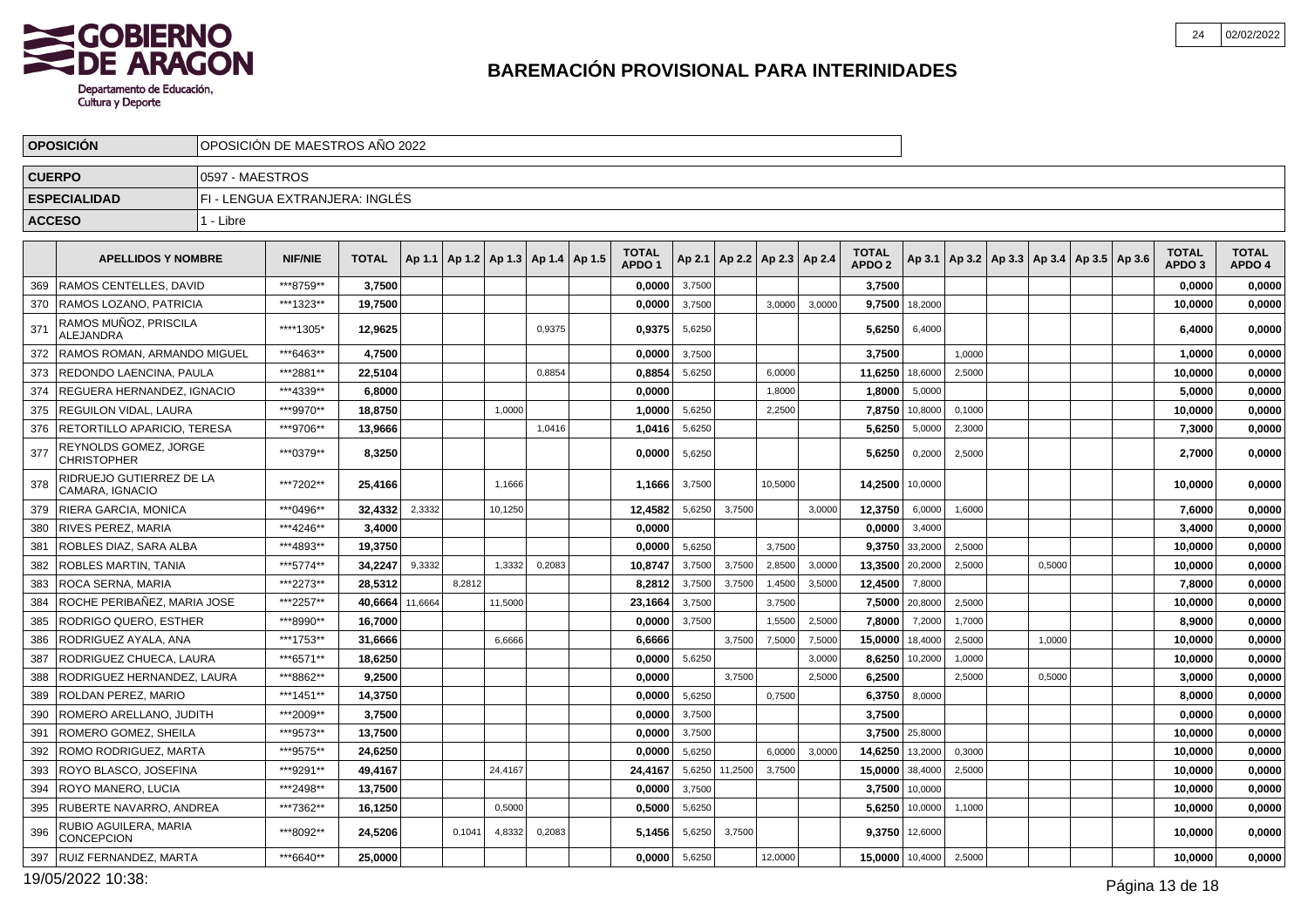# BAREMACIÓN PROVISIONAL PARA INTERINIDADES

| OPOSICIÓN | OPOSICIÓN DE MAESTROS AÑO 2022 |
|---|---|
| CUERPO | 0597 - MAESTROS |
| ESPECIALIDAD | FI - LENGUA EXTRANJERA: INGLÉS |
| ACCESO | 1 - Libre |

| | APELLIDOS Y NOMBRE | NIF/NIE | TOTAL | Ap 1.1 | Ap 1.2 | Ap 1.3 | Ap 1.4 | Ap 1.5 | TOTAL APDO 1 | Ap 2.1 | Ap 2.2 | Ap 2.3 | Ap 2.4 | TOTAL APDO 2 | Ap 3.1 | Ap 3.2 | Ap 3.3 | Ap 3.4 | Ap 3.5 | Ap 3.6 | TOTAL APDO 3 | TOTAL APDO 4 |
|---|---|---|---|---|---|---|---|---|---|---|---|---|---|---|---|---|---|---|---|---|---|---|
| 369 | RAMOS CENTELLES, DAVID | ***8759** | 3,7500 | | | | | | 0,0000 | 3,7500 | | | | 3,7500 | | | | | | | 0,0000 | 0,0000 |
| 370 | RAMOS LOZANO, PATRICIA | ***1323** | 19,7500 | | | | | | 0,0000 | 3,7500 | | 3,0000 | 3,0000 | 9,7500 | 18,2000 | | | | | | 10,0000 | 0,0000 |
| 371 | RAMOS MUÑOZ, PRISCILA ALEJANDRA | ****1305* | 12,9625 | | | | 0,9375 | | 0,9375 | 5,6250 | | | | 5,6250 | 6,4000 | | | | | | 6,4000 | 0,0000 |
| 372 | RAMOS ROMAN, ARMANDO MIGUEL | ***6463** | 4,7500 | | | | | | 0,0000 | 3,7500 | | | | 3,7500 | | 1,0000 | | | | | 1,0000 | 0,0000 |
| 373 | REDONDO LAENCINA, PAULA | ***2881** | 22,5104 | | | | 0,8854 | | 0,8854 | 5,6250 | | 6,0000 | | 11,6250 | 18,6000 | 2,5000 | | | | | 10,0000 | 0,0000 |
| 374 | REGUERA HERNANDEZ, IGNACIO | ***4339** | 6,8000 | | | | | | 0,0000 | | | 1,8000 | | 1,8000 | 5,0000 | | | | | | 5,0000 | 0,0000 |
| 375 | REGUILON VIDAL, LAURA | ***9970** | 18,8750 | | | 1,0000 | | | 1,0000 | 5,6250 | | 2,2500 | | 7,8750 | 10,8000 | 0,1000 | | | | | 10,0000 | 0,0000 |
| 376 | RETORTILLO APARICIO, TERESA | ***9706** | 13,9666 | | | | 1,0416 | | 1,0416 | 5,6250 | | | | 5,6250 | 5,0000 | 2,3000 | | | | | 7,3000 | 0,0000 |
| 377 | REYNOLDS GOMEZ, JORGE CHRISTOPHER | ***0379** | 8,3250 | | | | | | 0,0000 | 5,6250 | | | | 5,6250 | 0,2000 | 2,5000 | | | | | 2,7000 | 0,0000 |
| 378 | RIDRUEJO GUTIERREZ DE LA CAMARA, IGNACIO | ***7202** | 25,4166 | | | 1,1666 | | | 1,1666 | 3,7500 | | 10,5000 | | 14,2500 | 10,0000 | | | | | | 10,0000 | 0,0000 |
| 379 | RIERA GARCIA, MONICA | ***0496** | 32,4332 | 2,3332 | | 10,1250 | | | 12,4582 | 5,6250 | 3,7500 | | 3,0000 | 12,3750 | 6,0000 | 1,6000 | | | | | 7,6000 | 0,0000 |
| 380 | RIVES PEREZ, MARIA | ***4246** | 3,4000 | | | | | | 0,0000 | | | | | 0,0000 | 3,4000 | | | | | | 3,4000 | 0,0000 |
| 381 | ROBLES DIAZ, SARA ALBA | ***4893** | 19,3750 | | | | | | 0,0000 | 5,6250 | | 3,7500 | | 9,3750 | 33,2000 | 2,5000 | | | | | 10,0000 | 0,0000 |
| 382 | ROBLES MARTIN, TANIA | ***5774** | 34,2247 | 9,3332 | | 1,3332 | 0,2083 | | 10,8747 | 3,7500 | 3,7500 | 2,8500 | 3,0000 | 13,3500 | 20,2000 | 2,5000 | | 0,5000 | | | 10,0000 | 0,0000 |
| 383 | ROCA SERNA, MARIA | ***2273** | 28,5312 | | 8,2812 | | | | 8,2812 | 3,7500 | 3,7500 | 1,4500 | 3,5000 | 12,4500 | 7,8000 | | | | | | 7,8000 | 0,0000 |
| 384 | ROCHE PERIBAÑEZ, MARIA JOSE | ***2257** | 40,6664 | 11,6664 | | 11,5000 | | | 23,1664 | 3,7500 | | 3,7500 | | 7,5000 | 20,8000 | 2,5000 | | | | | 10,0000 | 0,0000 |
| 385 | RODRIGO QUERO, ESTHER | ***8990** | 16,7000 | | | | | | 0,0000 | 3,7500 | | 1,5500 | 2,5000 | 7,8000 | 7,2000 | 1,7000 | | | | | 8,9000 | 0,0000 |
| 386 | RODRIGUEZ AYALA, ANA | ***1753** | 31,6666 | | | 6,6666 | | | 6,6666 | | 3,7500 | 7,5000 | 7,5000 | 15,0000 | 18,4000 | 2,5000 | | 1,0000 | | | 10,0000 | 0,0000 |
| 387 | RODRIGUEZ CHUECA, LAURA | ***6571** | 18,6250 | | | | | | 0,0000 | 5,6250 | | | 3,0000 | 8,6250 | 10,2000 | 1,0000 | | | | | 10,0000 | 0,0000 |
| 388 | RODRIGUEZ HERNANDEZ, LAURA | ***8862** | 9,2500 | | | | | | 0,0000 | | 3,7500 | | 2,5000 | 6,2500 | | 2,5000 | | 0,5000 | | | 3,0000 | 0,0000 |
| 389 | ROLDAN PEREZ, MARIO | ***1451** | 14,3750 | | | | | | 0,0000 | 5,6250 | | 0,7500 | | 6,3750 | 8,0000 | | | | | | 8,0000 | 0,0000 |
| 390 | ROMERO ARELLANO, JUDITH | ***2009** | 3,7500 | | | | | | 0,0000 | 3,7500 | | | | 3,7500 | | | | | | | 0,0000 | 0,0000 |
| 391 | ROMERO GOMEZ, SHEILA | ***9573** | 13,7500 | | | | | | 0,0000 | 3,7500 | | | | 3,7500 | 25,8000 | | | | | | 10,0000 | 0,0000 |
| 392 | ROMO RODRIGUEZ, MARTA | ***9575** | 24,6250 | | | | | | 0,0000 | 5,6250 | | 6,0000 | 3,0000 | 14,6250 | 13,2000 | 0,3000 | | | | | 10,0000 | 0,0000 |
| 393 | ROYO BLASCO, JOSEFINA | ***9291** | 49,4167 | | | 24,4167 | | | 24,4167 | 5,6250 | 11,2500 | 3,7500 | | 15,0000 | 38,4000 | 2,5000 | | | | | 10,0000 | 0,0000 |
| 394 | ROYO MANERO, LUCIA | ***2498** | 13,7500 | | | | | | 0,0000 | 3,7500 | | | | 3,7500 | 10,0000 | | | | | | 10,0000 | 0,0000 |
| 395 | RUBERTE NAVARRO, ANDREA | ***7362** | 16,1250 | | | 0,5000 | | | 0,5000 | 5,6250 | | | | 5,6250 | 10,0000 | 1,1000 | | | | | 10,0000 | 0,0000 |
| 396 | RUBIO AGUILERA, MARIA CONCEPCION | ***8092** | 24,5206 | | 0,1041 | 4,8332 | 0,2083 | | 5,1456 | 5,6250 | 3,7500 | | | 9,3750 | 12,6000 | | | | | | 10,0000 | 0,0000 |
| 397 | RUIZ FERNANDEZ, MARTA | ***6640** | 25,0000 | | | | | | 0,0000 | 5,6250 | | 12,0000 | | 15,0000 | 10,4000 | 2,5000 | | | | | 10,0000 | 0,0000 |

19/05/2022 10:38: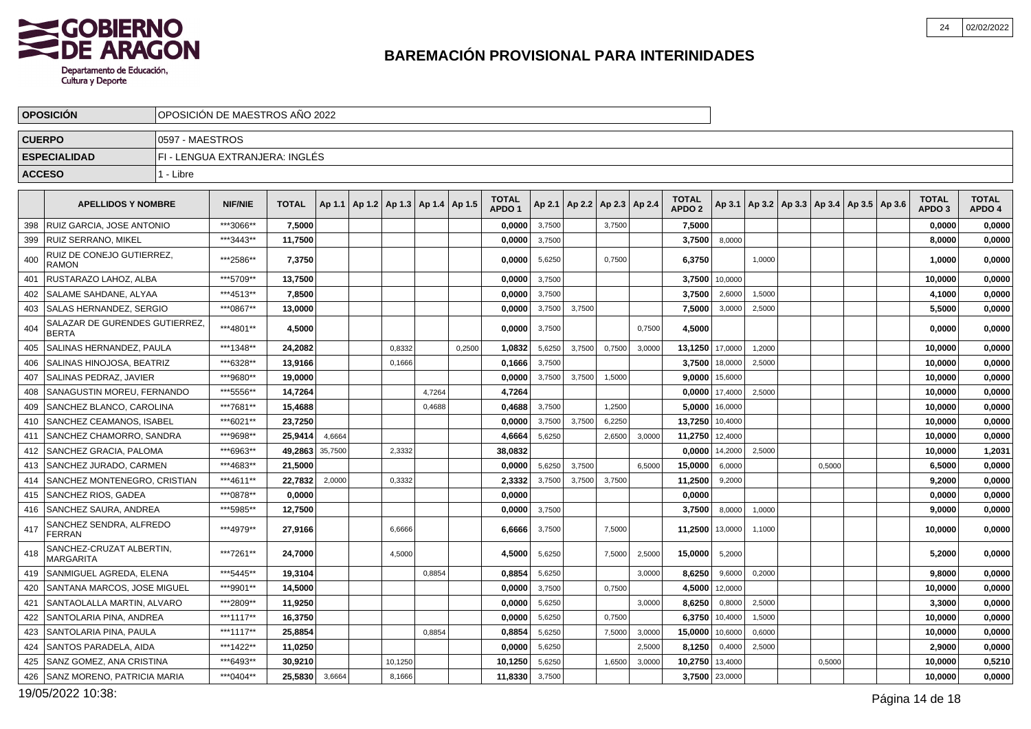# BAREMACIÓN PROVISIONAL PARA INTERINIDADES

| OPOSICIÓN | OPOSICIÓN DE MAESTROS AÑO 2022 |
|---|---|
| CUERPO | 0597 - MAESTROS |
| ESPECIALIDAD | FI - LENGUA EXTRANJERA: INGLÉS |
| ACCESO | 1 - Libre |

| | APELLIDOS Y NOMBRE | NIF/NIE | TOTAL | Ap 1.1 | Ap 1.2 | Ap 1.3 | Ap 1.4 | Ap 1.5 | TOTAL APDO 1 | Ap 2.1 | Ap 2.2 | Ap 2.3 | Ap 2.4 | TOTAL APDO 2 | Ap 3.1 | Ap 3.2 | Ap 3.3 | Ap 3.4 | Ap 3.5 | Ap 3.6 | TOTAL APDO 3 | TOTAL APDO 4 |
|---|---|---|---|---|---|---|---|---|---|---|---|---|---|---|---|---|---|---|---|---|---|---|
| 398 | RUIZ GARCIA, JOSE ANTONIO | ***3066** | 7,5000 | | | | | | 0,0000 | 3,7500 | | 3,7500 | | 7,5000 | | | | | | | 0,0000 | 0,0000 |
| 399 | RUIZ SERRANO, MIKEL | ***3443** | 11,7500 | | | | | | 0,0000 | 3,7500 | | | | 3,7500 | 8,0000 | | | | | | 8,0000 | 0,0000 |
| 400 | RUIZ DE CONEJO GUTIERREZ, RAMON | ***2586** | 7,3750 | | | | | | 0,0000 | 5,6250 | | 0,7500 | | 6,3750 | | 1,0000 | | | | | 1,0000 | 0,0000 |
| 401 | RUSTARAZO LAHOZ, ALBA | ***5709** | 13,7500 | | | | | | 0,0000 | 3,7500 | | | | 3,7500 | 10,0000 | | | | | | 10,0000 | 0,0000 |
| 402 | SALAME SAHDANE, ALYAA | ***4513** | 7,8500 | | | | | | 0,0000 | 3,7500 | | | | 3,7500 | 2,6000 | 1,5000 | | | | | 4,1000 | 0,0000 |
| 403 | SALAS HERNANDEZ, SERGIO | ***0867** | 13,0000 | | | | | | 0,0000 | 3,7500 | 3,7500 | | | 7,5000 | 3,0000 | 2,5000 | | | | | 5,5000 | 0,0000 |
| 404 | SALAZAR DE GURENDES GUTIERREZ, BERTA | ***4801** | 4,5000 | | | | | | 0,0000 | 3,7500 | | | 0,7500 | 4,5000 | | | | | | | 0,0000 | 0,0000 |
| 405 | SALINAS HERNANDEZ, PAULA | ***1348** | 24,2082 | | | 0,8332 | | 0,2500 | 1,0832 | 5,6250 | 3,7500 | 0,7500 | 3,0000 | 13,1250 | 17,0000 | 1,2000 | | | | | 10,0000 | 0,0000 |
| 406 | SALINAS HINOJOSA, BEATRIZ | ***6328** | 13,9166 | | | 0,1666 | | | 0,1666 | 3,7500 | | | | 3,7500 | 18,0000 | 2,5000 | | | | | 10,0000 | 0,0000 |
| 407 | SALINAS PEDRAZ, JAVIER | ***9680** | 19,0000 | | | | | | 0,0000 | 3,7500 | 3,7500 | 1,5000 | | 9,0000 | 15,6000 | | | | | | 10,0000 | 0,0000 |
| 408 | SANAGUSTIN MOREU, FERNANDO | ***5556** | 14,7264 | | | | 4,7264 | | 4,7264 | | | | | 0,0000 | 17,4000 | 2,5000 | | | | | 10,0000 | 0,0000 |
| 409 | SANCHEZ BLANCO, CAROLINA | ***7681** | 15,4688 | | | | 0,4688 | | 0,4688 | 3,7500 | | 1,2500 | | 5,0000 | 16,0000 | | | | | | 10,0000 | 0,0000 |
| 410 | SANCHEZ CEAMANOS, ISABEL | ***6021** | 23,7250 | | | | | | 0,0000 | 3,7500 | 3,7500 | 6,2250 | | 13,7250 | 10,4000 | | | | | | 10,0000 | 0,0000 |
| 411 | SANCHEZ CHAMORRO, SANDRA | ***9698** | 25,9414 | 4,6664 | | | | | 4,6664 | 5,6250 | | 2,6500 | 3,0000 | 11,2750 | 12,4000 | | | | | | 10,0000 | 0,0000 |
| 412 | SANCHEZ GRACIA, PALOMA | ***6963** | 49,2863 | 35,7500 | | 2,3332 | | | 38,0832 | | | | | 0,0000 | 14,2000 | 2,5000 | | | | | 10,0000 | 1,2031 |
| 413 | SANCHEZ JURADO, CARMEN | ***4683** | 21,5000 | | | | | | 0,0000 | 5,6250 | 3,7500 | | 6,5000 | 15,0000 | 6,0000 | | | 0,5000 | | | 6,5000 | 0,0000 |
| 414 | SANCHEZ MONTENEGRO, CRISTIAN | ***4611** | 22,7832 | 2,0000 | | 0,3332 | | | 2,3332 | 3,7500 | 3,7500 | 3,7500 | | 11,2500 | 9,2000 | | | | | | 9,2000 | 0,0000 |
| 415 | SANCHEZ RIOS, GADEA | ***0878** | 0,0000 | | | | | | 0,0000 | | | | | 0,0000 | | | | | | | 0,0000 | 0,0000 |
| 416 | SANCHEZ SAURA, ANDREA | ***5985** | 12,7500 | | | | | | 0,0000 | 3,7500 | | | | 3,7500 | 8,0000 | 1,0000 | | | | | 9,0000 | 0,0000 |
| 417 | SANCHEZ SENDRA, ALFREDO FERRAN | ***4979** | 27,9166 | | | 6,6666 | | | 6,6666 | 3,7500 | | 7,5000 | | 11,2500 | 13,0000 | 1,1000 | | | | | 10,0000 | 0,0000 |
| 418 | SANCHEZ-CRUZAT ALBERTIN, MARGARITA | ***7261** | 24,7000 | | | 4,5000 | | | 4,5000 | 5,6250 | | 7,5000 | 2,5000 | 15,0000 | 5,2000 | | | | | | 5,2000 | 0,0000 |
| 419 | SANMIGUEL AGREDA, ELENA | ***5445** | 19,3104 | | | | 0,8854 | | 0,8854 | 5,6250 | | | 3,0000 | 8,6250 | 9,6000 | 0,2000 | | | | | 9,8000 | 0,0000 |
| 420 | SANTANA MARCOS, JOSE MIGUEL | ***9901** | 14,5000 | | | | | | 0,0000 | 3,7500 | | 0,7500 | | 4,5000 | 12,0000 | | | | | | 10,0000 | 0,0000 |
| 421 | SANTAOLALLA MARTIN, ALVARO | ***2809** | 11,9250 | | | | | | 0,0000 | 5,6250 | | | 3,0000 | 8,6250 | 0,8000 | 2,5000 | | | | | 3,3000 | 0,0000 |
| 422 | SANTOLARIA PINA, ANDREA | ***1117** | 16,3750 | | | | | | 0,0000 | 5,6250 | | 0,7500 | | 6,3750 | 10,4000 | 1,5000 | | | | | 10,0000 | 0,0000 |
| 423 | SANTOLARIA PINA, PAULA | ***1117** | 25,8854 | | | | 0,8854 | | 0,8854 | 5,6250 | | 7,5000 | 3,0000 | 15,0000 | 10,6000 | 0,6000 | | | | | 10,0000 | 0,0000 |
| 424 | SANTOS PARADELA, AIDA | ***1422** | 11,0250 | | | | | | 0,0000 | 5,6250 | | | 2,5000 | 8,1250 | 0,4000 | 2,5000 | | | | | 2,9000 | 0,0000 |
| 425 | SANZ GOMEZ, ANA CRISTINA | ***6493** | 30,9210 | | | 10,1250 | | | 10,1250 | 5,6250 | | 1,6500 | 3,0000 | 10,2750 | 13,4000 | | | 0,5000 | | | 10,0000 | 0,5210 |
| 426 | SANZ MORENO, PATRICIA MARIA | ***0404** | 25,5830 | 3,6664 | | 8,1666 | | | 11,8330 | 3,7500 | | | | 3,7500 | 23,0000 | | | | | | 10,0000 | 0,0000 |

19/05/2022 10:38: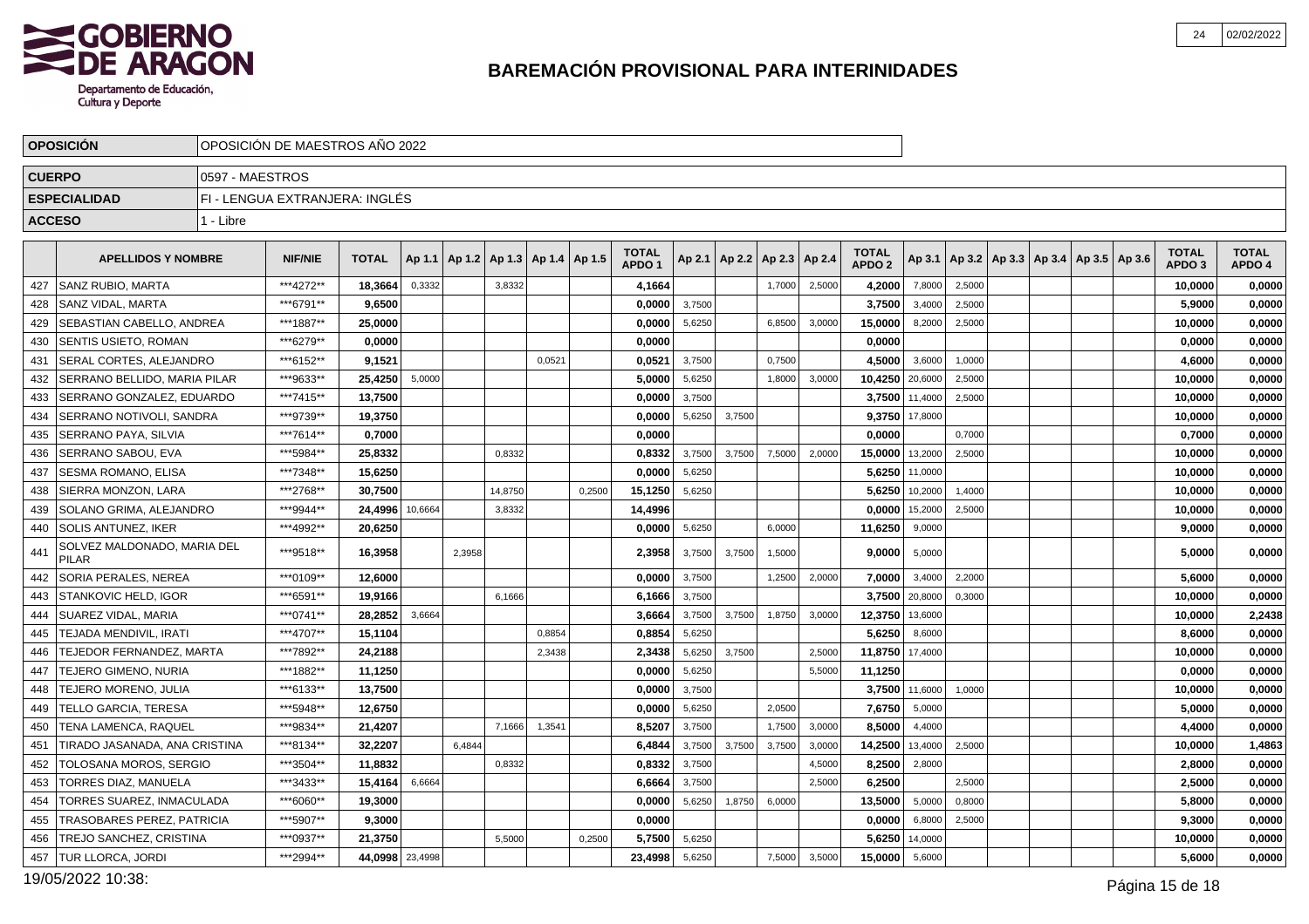# BAREMACIÓN PROVISIONAL PARA INTERINIDADES

| OPOSICIÓN | OPOSICIÓN DE MAESTROS AÑO 2022 |
|---|---|
| CUERPO | 0597 - MAESTROS |
| ESPECIALIDAD | FI - LENGUA EXTRANJERA: INGLÉS |
| ACCESO | 1 - Libre |

| | APELLIDOS Y NOMBRE | NIF/NIE | TOTAL | Ap 1.1 | Ap 1.2 | Ap 1.3 | Ap 1.4 | Ap 1.5 | TOTAL APDO 1 | Ap 2.1 | Ap 2.2 | Ap 2.3 | Ap 2.4 | TOTAL APDO 2 | Ap 3.1 | Ap 3.2 | Ap 3.3 | Ap 3.4 | Ap 3.5 | Ap 3.6 | TOTAL APDO 3 | TOTAL APDO 4 |
|---|---|---|---|---|---|---|---|---|---|---|---|---|---|---|---|---|---|---|---|---|---|---|
| 427 | SANZ RUBIO, MARTA | \*\*\*4272\*\* | 18,3664 | 0,3332 | | 3,8332 | | | 4,1664 | | | 1,7000 | 2,5000 | 4,2000 | 7,8000 | 2,5000 | | | | | 10,0000 | 0,0000 |
| 428 | SANZ VIDAL, MARTA | \*\*\*6791\*\* | 9,6500 | | | | | | 0,0000 | 3,7500 | | | | 3,7500 | 3,4000 | 2,5000 | | | | | 5,9000 | 0,0000 |
| 429 | SEBASTIAN CABELLO, ANDREA | \*\*\*1887\*\* | 25,0000 | | | | | | 0,0000 | 5,6250 | | 6,8500 | 3,0000 | 15,0000 | 8,2000 | 2,5000 | | | | | 10,0000 | 0,0000 |
| 430 | SENTIS USIETO, ROMAN | \*\*\*6279\*\* | 0,0000 | | | | | | 0,0000 | | | | | 0,0000 | | | | | | | 0,0000 | 0,0000 |
| 431 | SERAL CORTES, ALEJANDRO | \*\*\*6152\*\* | 9,1521 | | | | 0,0521 | | 0,0521 | 3,7500 | | 0,7500 | | 4,5000 | 3,6000 | 1,0000 | | | | | 4,6000 | 0,0000 |
| 432 | SERRANO BELLIDO, MARIA PILAR | \*\*\*9633\*\* | 25,4250 | 5,0000 | | | | | 5,0000 | 5,6250 | | 1,8000 | 3,0000 | 10,4250 | 20,6000 | 2,5000 | | | | | 10,0000 | 0,0000 |
| 433 | SERRANO GONZALEZ, EDUARDO | \*\*\*7415\*\* | 13,7500 | | | | | | 0,0000 | 3,7500 | | | | 3,7500 | 11,4000 | 2,5000 | | | | | 10,0000 | 0,0000 |
| 434 | SERRANO NOTIVOLI, SANDRA | \*\*\*9739\*\* | 19,3750 | | | | | | 0,0000 | 5,6250 | 3,7500 | | | 9,3750 | 17,8000 | | | | | | 10,0000 | 0,0000 |
| 435 | SERRANO PAYA, SILVIA | \*\*\*7614\*\* | 0,7000 | | | | | | 0,0000 | | | | | 0,0000 | | 0,7000 | | | | | 0,7000 | 0,0000 |
| 436 | SERRANO SABOU, EVA | \*\*\*5984\*\* | 25,8332 | | | 0,8332 | | | 0,8332 | 3,7500 | 3,7500 | 7,5000 | 2,0000 | 15,0000 | 13,2000 | 2,5000 | | | | | 10,0000 | 0,0000 |
| 437 | SESMA ROMANO, ELISA | \*\*\*7348\*\* | 15,6250 | | | | | | 0,0000 | 5,6250 | | | | 5,6250 | 11,0000 | | | | | | 10,0000 | 0,0000 |
| 438 | SIERRA MONZON, LARA | \*\*\*2768\*\* | 30,7500 | | | 14,8750 | | 0,2500 | 15,1250 | 5,6250 | | | | 5,6250 | 10,2000 | 1,4000 | | | | | 10,0000 | 0,0000 |
| 439 | SOLANO GRIMA, ALEJANDRO | \*\*\*9944\*\* | 24,4996 | 10,6664 | | 3,8332 | | | 14,4996 | | | | | 0,0000 | 15,2000 | 2,5000 | | | | | 10,0000 | 0,0000 |
| 440 | SOLIS ANTUNEZ, IKER | \*\*\*4992\*\* | 20,6250 | | | | | | 0,0000 | 5,6250 | | 6,0000 | | 11,6250 | 9,0000 | | | | | | 9,0000 | 0,0000 |
| 441 | SOLVEZ MALDONADO, MARIA DEL PILAR | \*\*\*9518\*\* | 16,3958 | | 2,3958 | | | | 2,3958 | 3,7500 | 3,7500 | 1,5000 | | 9,0000 | 5,0000 | | | | | | 5,0000 | 0,0000 |
| 442 | SORIA PERALES, NEREA | \*\*\*0109\*\* | 12,6000 | | | | | | 0,0000 | 3,7500 | | 1,2500 | 2,0000 | 7,0000 | 3,4000 | 2,2000 | | | | | 5,6000 | 0,0000 |
| 443 | STANKOVIC HELD, IGOR | \*\*\*6591\*\* | 19,9166 | | | 6,1666 | | | 6,1666 | 3,7500 | | | | 3,7500 | 20,8000 | 0,3000 | | | | | 10,0000 | 0,0000 |
| 444 | SUAREZ VIDAL, MARIA | \*\*\*0741\*\* | 28,2852 | 3,6664 | | | | | 3,6664 | 3,7500 | 3,7500 | 1,8750 | 3,0000 | 12,3750 | 13,6000 | | | | | | 10,0000 | 2,2438 |
| 445 | TEJADA MENDIVIL, IRATI | \*\*\*4707\*\* | 15,1104 | | | | 0,8854 | | 0,8854 | 5,6250 | | | | 5,6250 | 8,6000 | | | | | | 8,6000 | 0,0000 |
| 446 | TEJEDOR FERNANDEZ, MARTA | \*\*\*7892\*\* | 24,2188 | | | | 2,3438 | | 2,3438 | 5,6250 | 3,7500 | | 2,5000 | 11,8750 | 17,4000 | | | | | | 10,0000 | 0,0000 |
| 447 | TEJERO GIMENO, NURIA | \*\*\*1882\*\* | 11,1250 | | | | | | 0,0000 | 5,6250 | | | 5,5000 | 11,1250 | | | | | | | 0,0000 | 0,0000 |
| 448 | TEJERO MORENO, JULIA | \*\*\*6133\*\* | 13,7500 | | | | | | 0,0000 | 3,7500 | | | | 3,7500 | 11,6000 | 1,0000 | | | | | 10,0000 | 0,0000 |
| 449 | TELLO GARCIA, TERESA | \*\*\*5948\*\* | 12,6750 | | | | | | 0,0000 | 5,6250 | | 2,0500 | | 7,6750 | 5,0000 | | | | | | 5,0000 | 0,0000 |
| 450 | TENA LAMENCA, RAQUEL | \*\*\*9834\*\* | 21,4207 | | | 7,1666 | 1,3541 | | 8,5207 | 3,7500 | | 1,7500 | 3,0000 | 8,5000 | 4,4000 | | | | | | 4,4000 | 0,0000 |
| 451 | TIRADO JASANADA, ANA CRISTINA | \*\*\*8134\*\* | 32,2207 | | 6,4844 | | | | 6,4844 | 3,7500 | 3,7500 | 3,7500 | 3,0000 | 14,2500 | 13,4000 | 2,5000 | | | | | 10,0000 | 1,4863 |
| 452 | TOLOSANA MOROS, SERGIO | \*\*\*3504\*\* | 11,8832 | | | 0,8332 | | | 0,8332 | 3,7500 | | | 4,5000 | 8,2500 | 2,8000 | | | | | | 2,8000 | 0,0000 |
| 453 | TORRES DIAZ, MANUELA | \*\*\*3433\*\* | 15,4164 | 6,6664 | | | | | 6,6664 | 3,7500 | | | 2,5000 | 6,2500 | | 2,5000 | | | | | 2,5000 | 0,0000 |
| 454 | TORRES SUAREZ, INMACULADA | \*\*\*6060\*\* | 19,3000 | | | | | | 0,0000 | 5,6250 | 1,8750 | 6,0000 | | 13,5000 | 5,0000 | 0,8000 | | | | | 5,8000 | 0,0000 |
| 455 | TRASOBARES PEREZ, PATRICIA | \*\*\*5907\*\* | 9,3000 | | | | | | 0,0000 | | | | | 0,0000 | 6,8000 | 2,5000 | | | | | 9,3000 | 0,0000 |
| 456 | TREJO SANCHEZ, CRISTINA | \*\*\*0937\*\* | 21,3750 | | | 5,5000 | | 0,2500 | 5,7500 | 5,6250 | | | | 5,6250 | 14,0000 | | | | | | 10,0000 | 0,0000 |
| 457 | TUR LLORCA, JORDI | \*\*\*2994\*\* | 44,0998 | 23,4998 | | | | | 23,4998 | 5,6250 | | 7,5000 | 3,5000 | 15,0000 | 5,6000 | | | | | | 5,6000 | 0,0000 |

19/05/2022 10:38: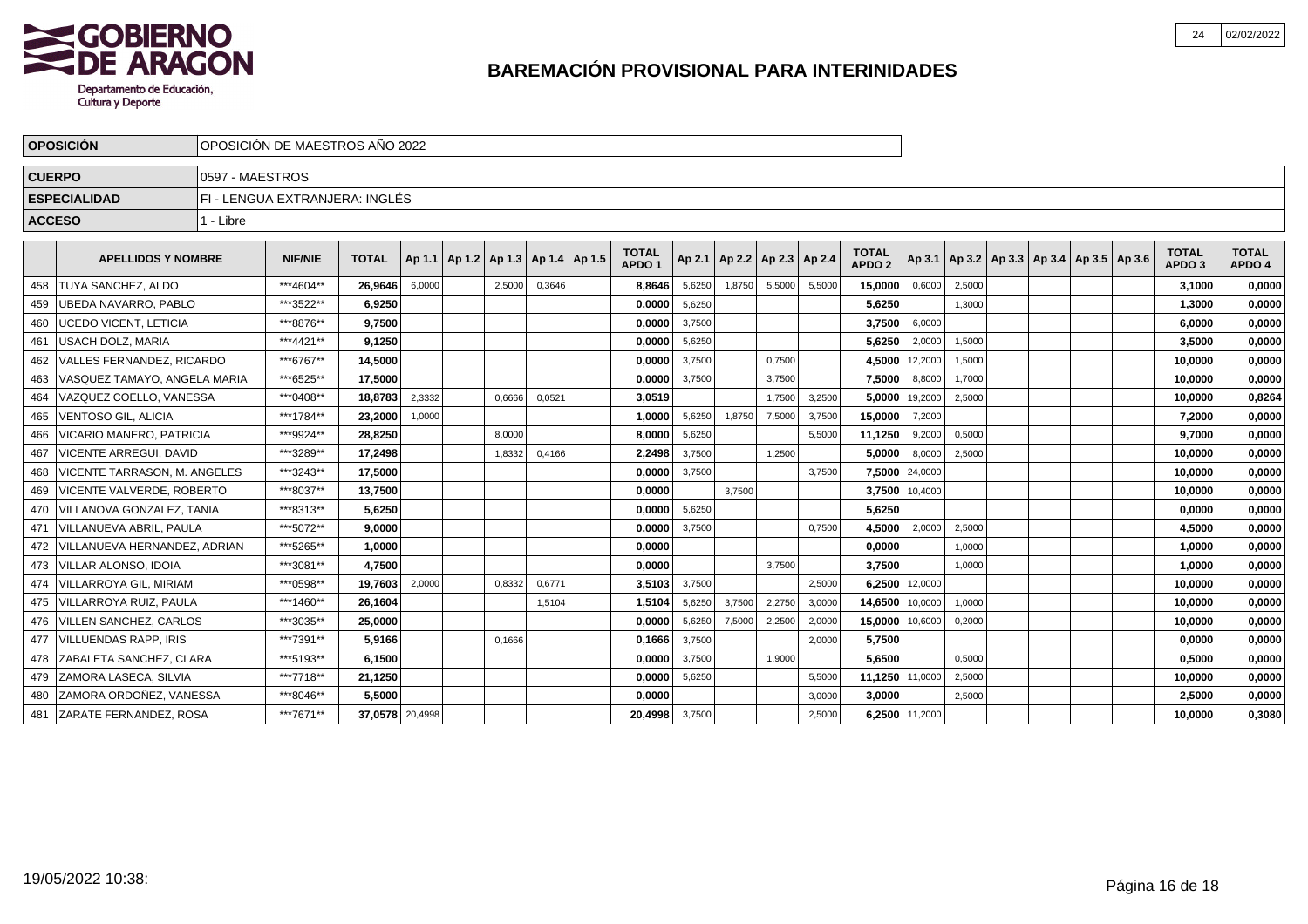# BAREMACIÓN PROVISIONAL PARA INTERINIDADES

GOBIERNO DE ARAGON
Departamento de Educación, Cultura y Deporte

| | |
|---|---|
| **OPOSICIÓN** | OPOSICIÓN DE MAESTROS AÑO 2022 |
| **CUERPO** | 0597 - MAESTROS |
| **ESPECIALIDAD** | FI - LENGUA EXTRANJERA: INGLÉS |
| **ACCESO** | 1 - Libre |

| | APELLIDOS Y NOMBRE | NIF/NIE | TOTAL | Ap 1.1 | Ap 1.2 | Ap 1.3 | Ap 1.4 | Ap 1.5 | TOTAL APDO 1 | Ap 2.1 | Ap 2.2 | Ap 2.3 | Ap 2.4 | TOTAL APDO 2 | Ap 3.1 | Ap 3.2 | Ap 3.3 | Ap 3.4 | Ap 3.5 | Ap 3.6 | TOTAL APDO 3 | TOTAL APDO 4 |
|---|---|---|---|---|---|---|---|---|---|---|---|---|---|---|---|---|---|---|---|---|---|---|
| 458 | TUYA SANCHEZ, ALDO | ***4604** | 26,9646 | 6,0000 | | 2,5000 | 0,3646 | | 8,8646 | 5,6250 | 1,8750 | 5,5000 | 5,5000 | 15,0000 | 0,6000 | 2,5000 | | | | | 3,1000 | 0,0000 |
| 459 | UBEDA NAVARRO, PABLO | ***3522** | 6,9250 | | | | | | 0,0000 | 5,6250 | | | | 5,6250 | | 1,3000 | | | | | 1,3000 | 0,0000 |
| 460 | UCEDO VICENT, LETICIA | ***8876** | 9,7500 | | | | | | 0,0000 | 3,7500 | | | | 3,7500 | 6,0000 | | | | | | 6,0000 | 0,0000 |
| 461 | USACH DOLZ, MARIA | ***4421** | 9,1250 | | | | | | 0,0000 | 5,6250 | | | | 5,6250 | 2,0000 | 1,5000 | | | | | 3,5000 | 0,0000 |
| 462 | VALLES FERNANDEZ, RICARDO | ***6767** | 14,5000 | | | | | | 0,0000 | 3,7500 | | 0,7500 | | 4,5000 | 12,2000 | 1,5000 | | | | | 10,0000 | 0,0000 |
| 463 | VASQUEZ TAMAYO, ANGELA MARIA | ***6525** | 17,5000 | | | | | | 0,0000 | 3,7500 | | 3,7500 | | 7,5000 | 8,8000 | 1,7000 | | | | | 10,0000 | 0,0000 |
| 464 | VAZQUEZ COELLO, VANESSA | ***0408** | 18,8783 | 2,3332 | | 0,6666 | 0,0521 | | 3,0519 | | | 1,7500 | 3,2500 | 5,0000 | 19,2000 | 2,5000 | | | | | 10,0000 | 0,8264 |
| 465 | VENTOSO GIL, ALICIA | ***1784** | 23,2000 | 1,0000 | | | | | 1,0000 | 5,6250 | 1,8750 | 7,5000 | 3,7500 | 15,0000 | 7,2000 | | | | | | 7,2000 | 0,0000 |
| 466 | VICARIO MANERO, PATRICIA | ***9924** | 28,8250 | | | 8,0000 | | | 8,0000 | 5,6250 | | | 5,5000 | 11,1250 | 9,2000 | 0,5000 | | | | | 9,7000 | 0,0000 |
| 467 | VICENTE ARREGUI, DAVID | ***3289** | 17,2498 | | | 1,8332 | 0,4166 | | 2,2498 | 3,7500 | | 1,2500 | | 5,0000 | 8,0000 | 2,5000 | | | | | 10,0000 | 0,0000 |
| 468 | VICENTE TARRASON, M. ANGELES | ***3243** | 17,5000 | | | | | | 0,0000 | 3,7500 | | | 3,7500 | 7,5000 | 24,0000 | | | | | | 10,0000 | 0,0000 |
| 469 | VICENTE VALVERDE, ROBERTO | ***8037** | 13,7500 | | | | | | 0,0000 | | 3,7500 | | | 3,7500 | 10,4000 | | | | | | 10,0000 | 0,0000 |
| 470 | VILLANOVA GONZALEZ, TANIA | ***8313** | 5,6250 | | | | | | 0,0000 | 5,6250 | | | | 5,6250 | | | | | | | 0,0000 | 0,0000 |
| 471 | VILLANUEVA ABRIL, PAULA | ***5072** | 9,0000 | | | | | | 0,0000 | 3,7500 | | | 0,7500 | 4,5000 | 2,0000 | 2,5000 | | | | | 4,5000 | 0,0000 |
| 472 | VILLANUEVA HERNANDEZ, ADRIAN | ***5265** | 1,0000 | | | | | | 0,0000 | | | | | 0,0000 | | 1,0000 | | | | | 1,0000 | 0,0000 |
| 473 | VILLAR ALONSO, IDOIA | ***3081** | 4,7500 | | | | | | 0,0000 | | | 3,7500 | | 3,7500 | | 1,0000 | | | | | 1,0000 | 0,0000 |
| 474 | VILLARROYA GIL, MIRIAM | ***0598** | 19,7603 | 2,0000 | | 0,8332 | 0,6771 | | 3,5103 | 3,7500 | | | 2,5000 | 6,2500 | 12,0000 | | | | | | 10,0000 | 0,0000 |
| 475 | VILLARROYA RUIZ, PAULA | ***1460** | 26,1604 | | | | 1,5104 | | 1,5104 | 5,6250 | 3,7500 | 2,2750 | 3,0000 | 14,6500 | 10,0000 | 1,0000 | | | | | 10,0000 | 0,0000 |
| 476 | VILLEN SANCHEZ, CARLOS | ***3035** | 25,0000 | | | | | | 0,0000 | 5,6250 | 7,5000 | 2,2500 | 2,0000 | 15,0000 | 10,6000 | 0,2000 | | | | | 10,0000 | 0,0000 |
| 477 | VILLUENDAS RAPP, IRIS | ***7391** | 5,9166 | | | 0,1666 | | | 0,1666 | 3,7500 | | | 2,0000 | 5,7500 | | | | | | | 0,0000 | 0,0000 |
| 478 | ZABALETA SANCHEZ, CLARA | ***5193** | 6,1500 | | | | | | 0,0000 | 3,7500 | | 1,9000 | | 5,6500 | | 0,5000 | | | | | 0,5000 | 0,0000 |
| 479 | ZAMORA LASECA, SILVIA | ***7718** | 21,1250 | | | | | | 0,0000 | 5,6250 | | | 5,5000 | 11,1250 | 11,0000 | 2,5000 | | | | | 10,0000 | 0,0000 |
| 480 | ZAMORA ORDOÑEZ, VANESSA | ***8046** | 5,5000 | | | | | | 0,0000 | | | | 3,0000 | 3,0000 | | 2,5000 | | | | | 2,5000 | 0,0000 |
| 481 | ZARATE FERNANDEZ, ROSA | ***7671** | 37,0578 | 20,4998 | | | | | 20,4998 | 3,7500 | | | 2,5000 | 6,2500 | 11,2000 | | | | | | 10,0000 | 0,3080 |

19/05/2022 10:38: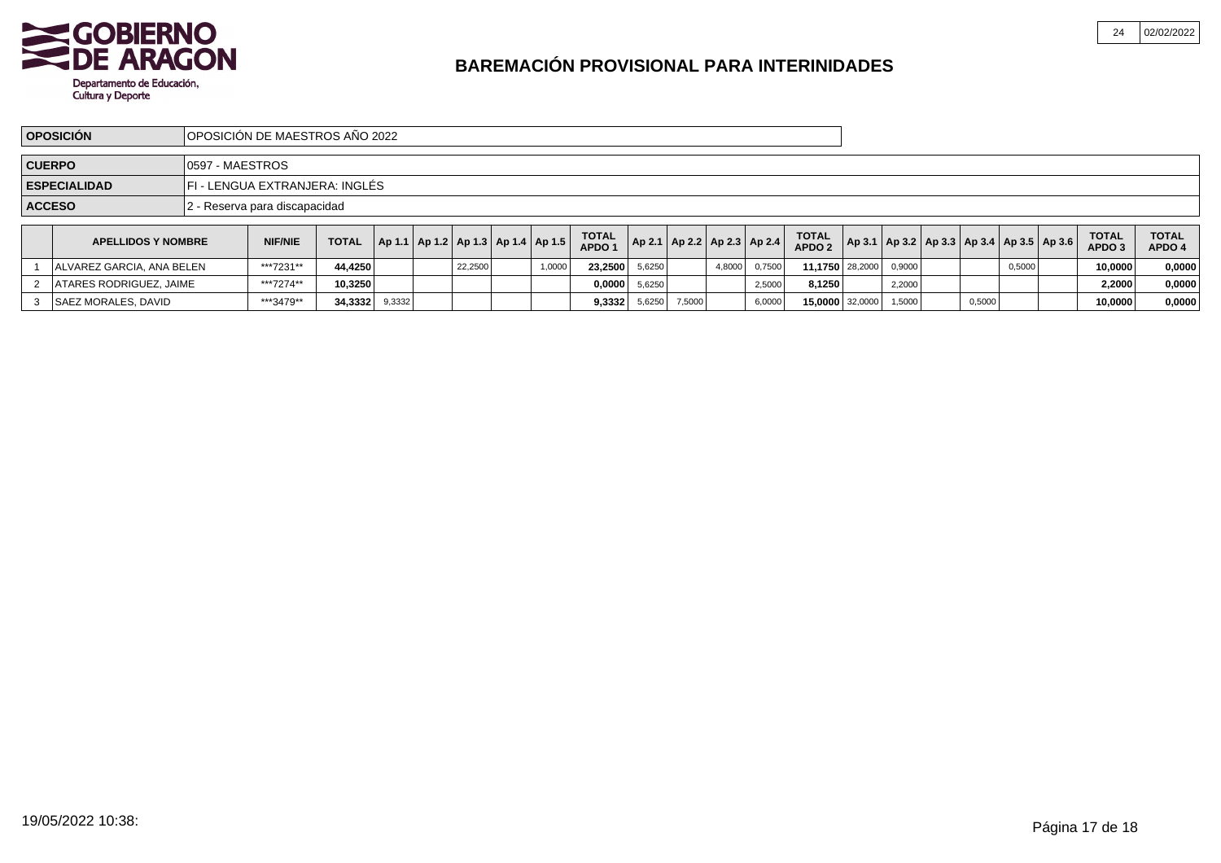# BAREMACIÓN PROVISIONAL PARA INTERINIDADES

Departamento de Educación, Cultura y Deporte

| | |
|---|---|
| **OPOSICIÓN** | OPOSICIÓN DE MAESTROS AÑO 2022 |
| **CUERPO** | 0597 - MAESTROS |
| **ESPECIALIDAD** | FI - LENGUA EXTRANJERA: INGLÉS |
| **ACCESO** | 2 - Reserva para discapacidad |

| | APELLIDOS Y NOMBRE | NIF/NIE | TOTAL | Ap 1.1 | Ap 1.2 | Ap 1.3 | Ap 1.4 | Ap 1.5 | TOTAL APDO 1 | Ap 2.1 | Ap 2.2 | Ap 2.3 | Ap 2.4 | TOTAL APDO 2 | Ap 3.1 | Ap 3.2 | Ap 3.3 | Ap 3.4 | Ap 3.5 | Ap 3.6 | TOTAL APDO 3 | TOTAL APDO 4 |
|---|---|---|---|---|---|---|---|---|---|---|---|---|---|---|---|---|---|---|---|---|---|---|
| 1 | ALVAREZ GARCIA, ANA BELEN | ***7231** | **44,4250** | | | 22,2500 | | 1,0000 | **23,2500** | 5,6250 | | 4,8000 | 0,7500 | **11,1750** | 28,2000 | 0,9000 | | | 0,5000 | | **10,0000** | **0,0000** |
| 2 | ATARES RODRIGUEZ, JAIME | ***7274** | **10,3250** | | | | | | **0,0000** | 5,6250 | | | 2,5000 | **8,1250** | | 2,2000 | | | | | **2,2000** | **0,0000** |
| 3 | SAEZ MORALES, DAVID | ***3479** | **34,3332** | 9,3332 | | | | | **9,3332** | 5,6250 | 7,5000 | | 6,0000 | **15,0000** | 32,0000 | 1,5000 | | 0,5000 | | | **10,0000** | **0,0000** |

19/05/2022 10:38: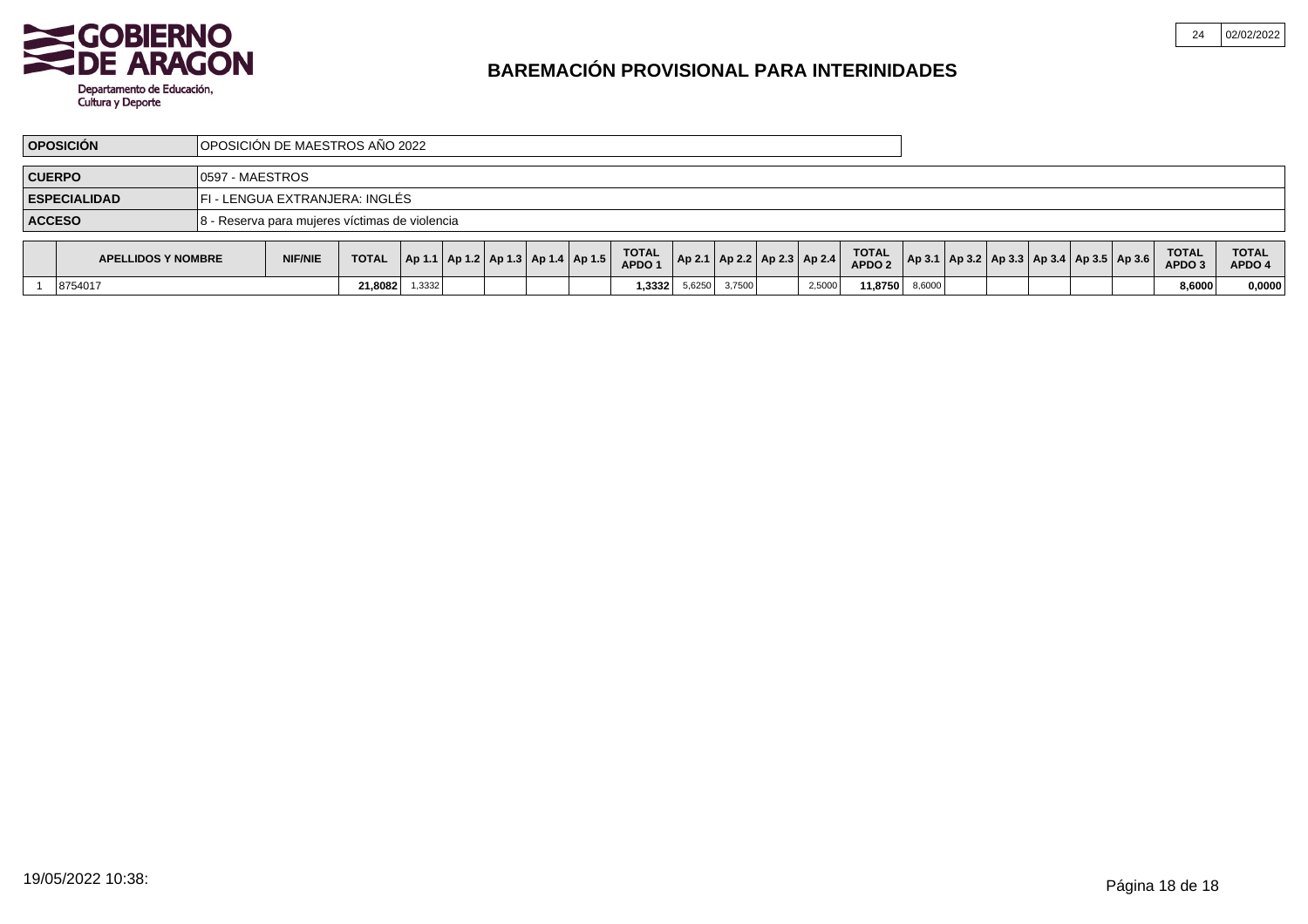# BAREMACIÓN PROVISIONAL PARA INTERINIDADES

| | |
|---|---|
| **OPOSICIÓN** | OPOSICIÓN DE MAESTROS AÑO 2022 |
| **CUERPO** | 0597 - MAESTROS |
| **ESPECIALIDAD** | FI - LENGUA EXTRANJERA: INGLÉS |
| **ACCESO** | 8 - Reserva para mujeres víctimas de violencia |

| | APELLIDOS Y NOMBRE | NIF/NIE | TOTAL | Ap 1.1 | Ap 1.2 | Ap 1.3 | Ap 1.4 | Ap 1.5 | TOTAL APDO 1 | Ap 2.1 | Ap 2.2 | Ap 2.3 | Ap 2.4 | TOTAL APDO 2 | Ap 3.1 | Ap 3.2 | Ap 3.3 | Ap 3.4 | Ap 3.5 | Ap 3.6 | TOTAL APDO 3 | TOTAL APDO 4 |
|---|---|---|---|---|---|---|---|---|---|---|---|---|---|---|---|---|---|---|---|---|---|---|
| 1 | 8754017 | | 21,8082 | 1,3332 | | | | | 1,3332 | 5,6250 | 3,7500 | | 2,5000 | 11,8750 | 8,6000 | | | | | | 8,6000 | 0,0000 |

19/05/2022 10:38: